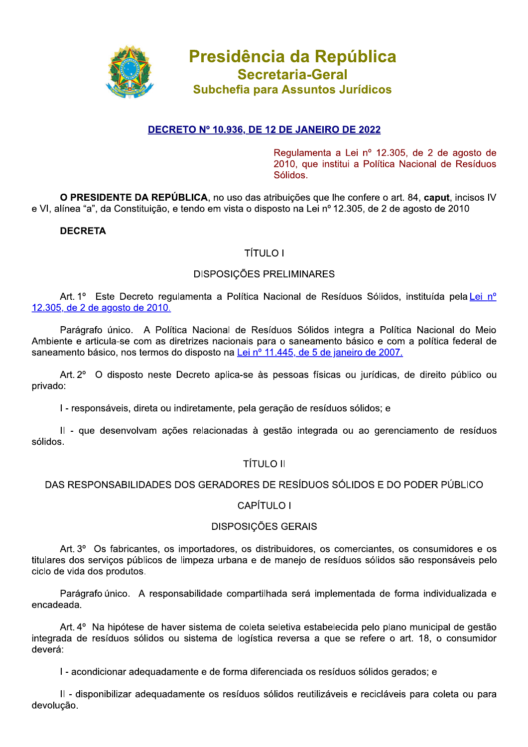# Presidência da República
## Secretaria-Geral
### Subchefia para Assuntos Jurídicos

**DECRETO Nº 10.936, DE 12 DE JANEIRO DE 2022**

Regulamenta a Lei nº 12.305, de 2 de agosto de 2010, que institui a Política Nacional de Resíduos Sólidos.

**O PRESIDENTE DA REPÚBLICA**, no uso das atribuições que lhe confere o art. 84, **caput**, incisos IV e VI, alínea "a", da Constituição, e tendo em vista o disposto na Lei nº 12.305, de 2 de agosto de 2010

**DECRETA**

TÍTULO I

DISPOSIÇÕES PRELIMINARES

Art. 1º Este Decreto regulamenta a Política Nacional de Resíduos Sólidos, instituída pela Lei nº 12.305, de 2 de agosto de 2010.

Parágrafo único. A Política Nacional de Resíduos Sólidos integra a Política Nacional do Meio Ambiente e articula-se com as diretrizes nacionais para o saneamento básico e com a política federal de saneamento básico, nos termos do disposto na Lei nº 11.445, de 5 de janeiro de 2007.

Art. 2º O disposto neste Decreto aplica-se às pessoas físicas ou jurídicas, de direito público ou privado:

I - responsáveis, direta ou indiretamente, pela geração de resíduos sólidos; e

II - que desenvolvam ações relacionadas à gestão integrada ou ao gerenciamento de resíduos sólidos.

TÍTULO II

DAS RESPONSABILIDADES DOS GERADORES DE RESÍDUOS SÓLIDOS E DO PODER PÚBLICO

CAPÍTULO I

DISPOSIÇÕES GERAIS

Art. 3º Os fabricantes, os importadores, os distribuidores, os comerciantes, os consumidores e os titulares dos serviços públicos de limpeza urbana e de manejo de resíduos sólidos são responsáveis pelo ciclo de vida dos produtos.

Parágrafo único. A responsabilidade compartilhada será implementada de forma individualizada e encadeada.

Art. 4º Na hipótese de haver sistema de coleta seletiva estabelecida pelo plano municipal de gestão integrada de resíduos sólidos ou sistema de logística reversa a que se refere o art. 18, o consumidor deverá:

I - acondicionar adequadamente e de forma diferenciada os resíduos sólidos gerados; e

II - disponibilizar adequadamente os resíduos sólidos reutilizáveis e recicláveis para coleta ou para devolução.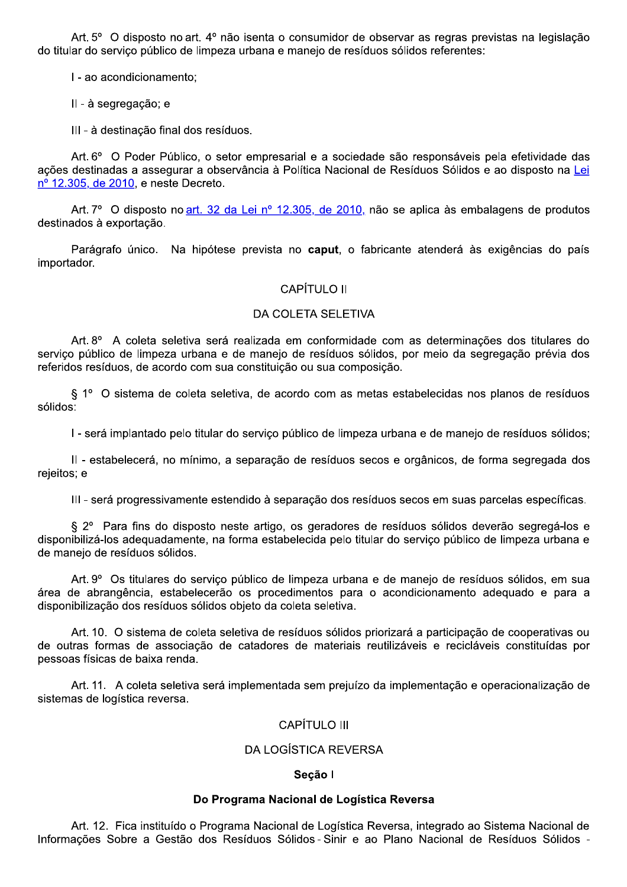Art. 5º O disposto no art. 4º não isenta o consumidor de observar as regras previstas na legislação do titular do serviço público de limpeza urbana e manejo de resíduos sólidos referentes:

I - ao acondicionamento;

II - à segregação; e

III - à destinação final dos resíduos.

Art. 6º O Poder Público, o setor empresarial e a sociedade são responsáveis pela efetividade das ações destinadas a assegurar a observância à Política Nacional de Resíduos Sólidos e ao disposto na Lei nº 12.305, de 2010, e neste Decreto.

Art. 7º O disposto no art. 32 da Lei nº 12.305, de 2010, não se aplica às embalagens de produtos destinados à exportação.

Parágrafo único. Na hipótese prevista no **caput**, o fabricante atenderá às exigências do país importador.

## CAPÍTULO II

## DA COLETA SELETIVA

Art. 8º A coleta seletiva será realizada em conformidade com as determinações dos titulares do serviço público de limpeza urbana e de manejo de resíduos sólidos, por meio da segregação prévia dos referidos resíduos, de acordo com sua constituição ou sua composição.

§ 1º O sistema de coleta seletiva, de acordo com as metas estabelecidas nos planos de resíduos sólidos:

I - será implantado pelo titular do serviço público de limpeza urbana e de manejo de resíduos sólidos;

II - estabelecerá, no mínimo, a separação de resíduos secos e orgânicos, de forma segregada dos rejeitos; e

III - será progressivamente estendido à separação dos resíduos secos em suas parcelas específicas.

§ 2º Para fins do disposto neste artigo, os geradores de resíduos sólidos deverão segregá-los e disponibilizá-los adequadamente, na forma estabelecida pelo titular do serviço público de limpeza urbana e de manejo de resíduos sólidos.

Art. 9º Os titulares do serviço público de limpeza urbana e de manejo de resíduos sólidos, em sua área de abrangência, estabelecerão os procedimentos para o acondicionamento adequado e para a disponibilização dos resíduos sólidos objeto da coleta seletiva.

Art. 10. O sistema de coleta seletiva de resíduos sólidos priorizará a participação de cooperativas ou de outras formas de associação de catadores de materiais reutilizáveis e recicláveis constituídas por pessoas físicas de baixa renda.

Art. 11. A coleta seletiva será implementada sem prejuízo da implementação e operacionalização de sistemas de logística reversa.

## CAPÍTULO III

## DA LOGÍSTICA REVERSA

### Seção I

### Do Programa Nacional de Logística Reversa

Art. 12. Fica instituído o Programa Nacional de Logística Reversa, integrado ao Sistema Nacional de Informações Sobre a Gestão dos Resíduos Sólidos - Sinir e ao Plano Nacional de Resíduos Sólidos -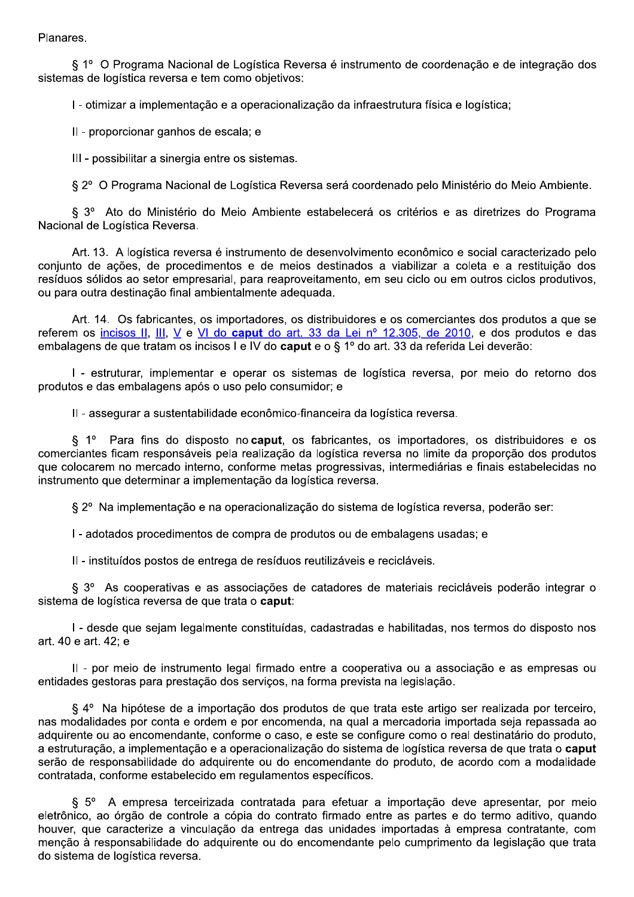Planares.

§ 1º O Programa Nacional de Logística Reversa é instrumento de coordenação e de integração dos sistemas de logística reversa e tem como objetivos:

I - otimizar a implementação e a operacionalização da infraestrutura física e logística;

II - proporcionar ganhos de escala; e

III - possibilitar a sinergia entre os sistemas.

§ 2º O Programa Nacional de Logística Reversa será coordenado pelo Ministério do Meio Ambiente.

§ 3º Ato do Ministério do Meio Ambiente estabelecerá os critérios e as diretrizes do Programa Nacional de Logística Reversa.

Art. 13. A logística reversa é instrumento de desenvolvimento econômico e social caracterizado pelo conjunto de ações, de procedimentos e de meios destinados a viabilizar a coleta e a restituição dos resíduos sólidos ao setor empresarial, para reaproveitamento, em seu ciclo ou em outros ciclos produtivos, ou para outra destinação final ambientalmente adequada.

Art. 14. Os fabricantes, os importadores, os distribuidores e os comerciantes dos produtos a que se referem os incisos II, III, V e VI do **caput** do art. 33 da Lei nº 12.305, de 2010, e dos produtos e das embalagens de que tratam os incisos I e IV do **caput** e o § 1º do art. 33 da referida Lei deverão:

I - estruturar, implementar e operar os sistemas de logística reversa, por meio do retorno dos produtos e das embalagens após o uso pelo consumidor; e

II - assegurar a sustentabilidade econômico-financeira da logística reversa.

§ 1º Para fins do disposto no **caput**, os fabricantes, os importadores, os distribuidores e os comerciantes ficam responsáveis pela realização da logística reversa no limite da proporção dos produtos que colocarem no mercado interno, conforme metas progressivas, intermediárias e finais estabelecidas no instrumento que determinar a implementação da logística reversa.

§ 2º Na implementação e na operacionalização do sistema de logística reversa, poderão ser:

I - adotados procedimentos de compra de produtos ou de embalagens usadas; e

II - instituídos postos de entrega de resíduos reutilizáveis e recicláveis.

§ 3º As cooperativas e as associações de catadores de materiais recicláveis poderão integrar o sistema de logística reversa de que trata o **caput**:

I - desde que sejam legalmente constituídas, cadastradas e habilitadas, nos termos do disposto nos art. 40 e art. 42; e

II - por meio de instrumento legal firmado entre a cooperativa ou a associação e as empresas ou entidades gestoras para prestação dos serviços, na forma prevista na legislação.

§ 4º Na hipótese de a importação dos produtos de que trata este artigo ser realizada por terceiro, nas modalidades por conta e ordem e por encomenda, na qual a mercadoria importada seja repassada ao adquirente ou ao encomendante, conforme o caso, e este se configure como o real destinatário do produto, a estruturação, a implementação e a operacionalização do sistema de logística reversa de que trata o **caput** serão de responsabilidade do adquirente ou do encomendante do produto, de acordo com a modalidade contratada, conforme estabelecido em regulamentos específicos.

§ 5º A empresa terceirizada contratada para efetuar a importação deve apresentar, por meio eletrônico, ao órgão de controle a cópia do contrato firmado entre as partes e do termo aditivo, quando houver, que caracterize a vinculação da entrega das unidades importadas à empresa contratante, com menção à responsabilidade do adquirente ou do encomendante pelo cumprimento da legislação que trata do sistema de logística reversa.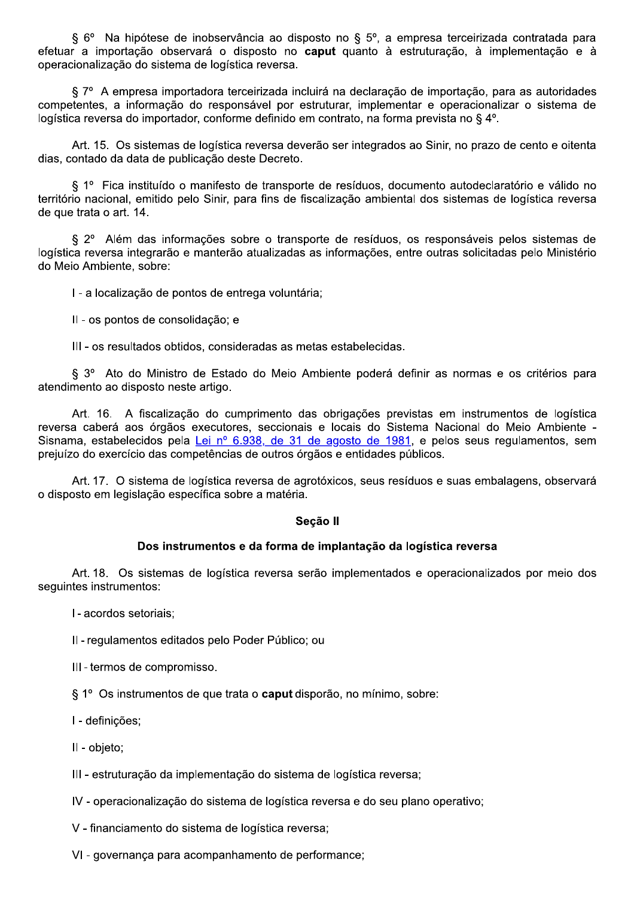§ 6º Na hipótese de inobservância ao disposto no § 5º, a empresa terceirizada contratada para efetuar a importação observará o disposto no **caput** quanto à estruturação, à implementação e à operacionalização do sistema de logística reversa.

§ 7º A empresa importadora terceirizada incluirá na declaração de importação, para as autoridades competentes, a informação do responsável por estruturar, implementar e operacionalizar o sistema de logística reversa do importador, conforme definido em contrato, na forma prevista no § 4º.

Art. 15. Os sistemas de logística reversa deverão ser integrados ao Sinir, no prazo de cento e oitenta dias, contado da data de publicação deste Decreto.

§ 1º Fica instituído o manifesto de transporte de resíduos, documento autodeclaratório e válido no território nacional, emitido pelo Sinir, para fins de fiscalização ambiental dos sistemas de logística reversa de que trata o art. 14.

§ 2º Além das informações sobre o transporte de resíduos, os responsáveis pelos sistemas de logística reversa integrarão e manterão atualizadas as informações, entre outras solicitadas pelo Ministério do Meio Ambiente, sobre:

I - a localização de pontos de entrega voluntária;

II - os pontos de consolidação; e

III - os resultados obtidos, consideradas as metas estabelecidas.

§ 3º Ato do Ministro de Estado do Meio Ambiente poderá definir as normas e os critérios para atendimento ao disposto neste artigo.

Art. 16. A fiscalização do cumprimento das obrigações previstas em instrumentos de logística reversa caberá aos órgãos executores, seccionais e locais do Sistema Nacional do Meio Ambiente - Sisnama, estabelecidos pela Lei nº 6.938, de 31 de agosto de 1981, e pelos seus regulamentos, sem prejuízo do exercício das competências de outros órgãos e entidades públicos.

Art. 17. O sistema de logística reversa de agrotóxicos, seus resíduos e suas embalagens, observará o disposto em legislação específica sobre a matéria.

## Seção II

### Dos instrumentos e da forma de implantação da logística reversa

Art. 18. Os sistemas de logística reversa serão implementados e operacionalizados por meio dos seguintes instrumentos:

I - acordos setoriais;

II - regulamentos editados pelo Poder Público; ou

III - termos de compromisso.

§ 1º Os instrumentos de que trata o **caput** disporão, no mínimo, sobre:

I - definições;

II - objeto;

III - estruturação da implementação do sistema de logística reversa;

IV - operacionalização do sistema de logística reversa e do seu plano operativo;

V - financiamento do sistema de logística reversa;

VI - governança para acompanhamento de performance;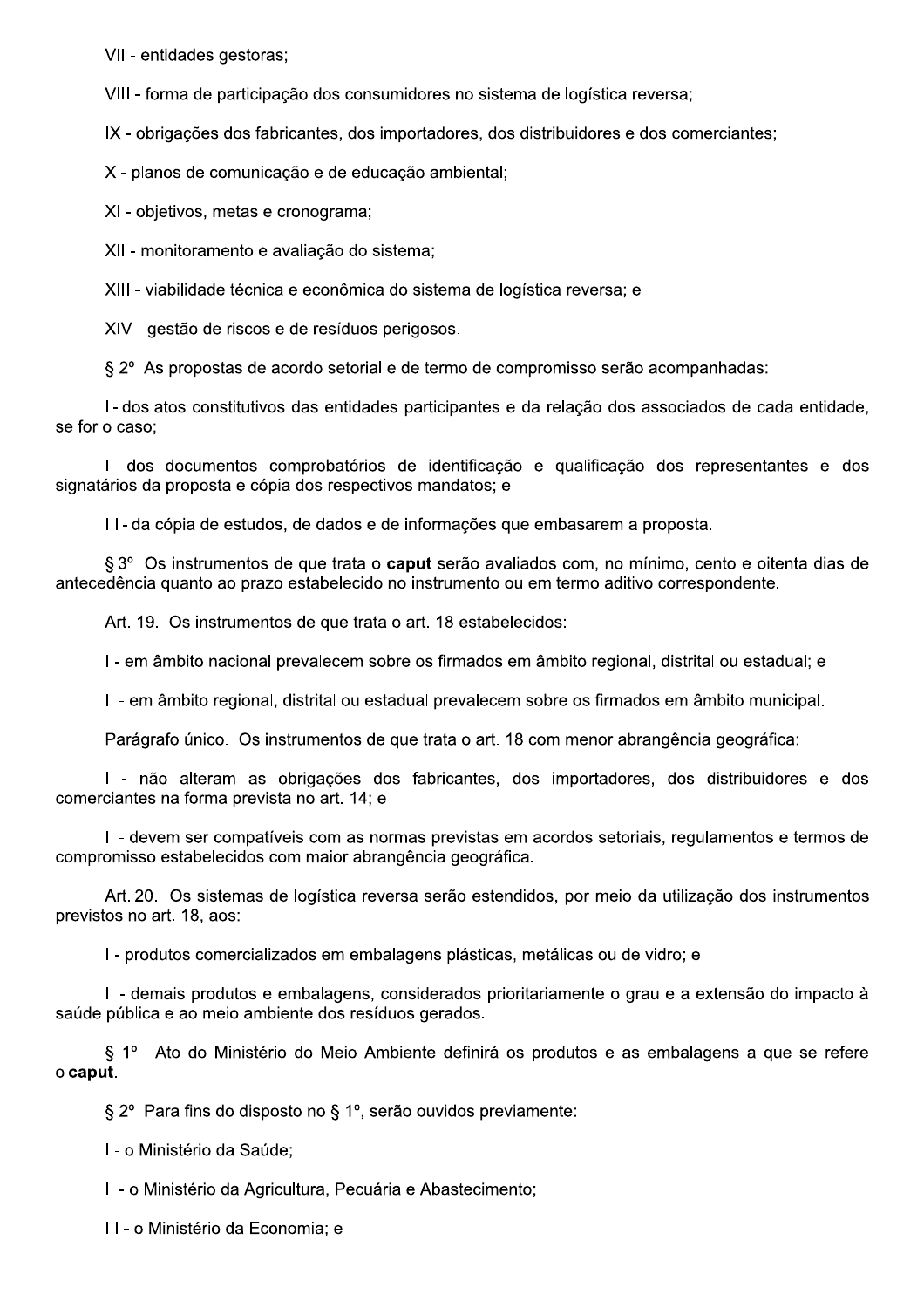VII - entidades gestoras;

VIII - forma de participação dos consumidores no sistema de logística reversa;

IX - obrigações dos fabricantes, dos importadores, dos distribuidores e dos comerciantes;

X - planos de comunicação e de educação ambiental;

XI - objetivos, metas e cronograma;

XII - monitoramento e avaliação do sistema;

XIII - viabilidade técnica e econômica do sistema de logística reversa; e

XIV - gestão de riscos e de resíduos perigosos.

§ 2º As propostas de acordo setorial e de termo de compromisso serão acompanhadas:

I - dos atos constitutivos das entidades participantes e da relação dos associados de cada entidade, se for o caso;

II - dos documentos comprobatórios de identificação e qualificação dos representantes e dos signatários da proposta e cópia dos respectivos mandatos; e

III - da cópia de estudos, de dados e de informações que embasarem a proposta.

§ 3º Os instrumentos de que trata o **caput** serão avaliados com, no mínimo, cento e oitenta dias de antecedência quanto ao prazo estabelecido no instrumento ou em termo aditivo correspondente.

Art. 19. Os instrumentos de que trata o art. 18 estabelecidos:

I - em âmbito nacional prevalecem sobre os firmados em âmbito regional, distrital ou estadual; e

II - em âmbito regional, distrital ou estadual prevalecem sobre os firmados em âmbito municipal.

Parágrafo único. Os instrumentos de que trata o art. 18 com menor abrangência geográfica:

I - não alteram as obrigações dos fabricantes, dos importadores, dos distribuidores e dos comerciantes na forma prevista no art. 14; e

II - devem ser compatíveis com as normas previstas em acordos setoriais, regulamentos e termos de compromisso estabelecidos com maior abrangência geográfica.

Art. 20. Os sistemas de logística reversa serão estendidos, por meio da utilização dos instrumentos previstos no art. 18, aos:

I - produtos comercializados em embalagens plásticas, metálicas ou de vidro; e

II - demais produtos e embalagens, considerados prioritariamente o grau e a extensão do impacto à saúde pública e ao meio ambiente dos resíduos gerados.

§ 1º Ato do Ministério do Meio Ambiente definirá os produtos e as embalagens a que se refere o **caput**.

§ 2º Para fins do disposto no § 1º, serão ouvidos previamente:

I - o Ministério da Saúde;

II - o Ministério da Agricultura, Pecuária e Abastecimento;

III - o Ministério da Economia; e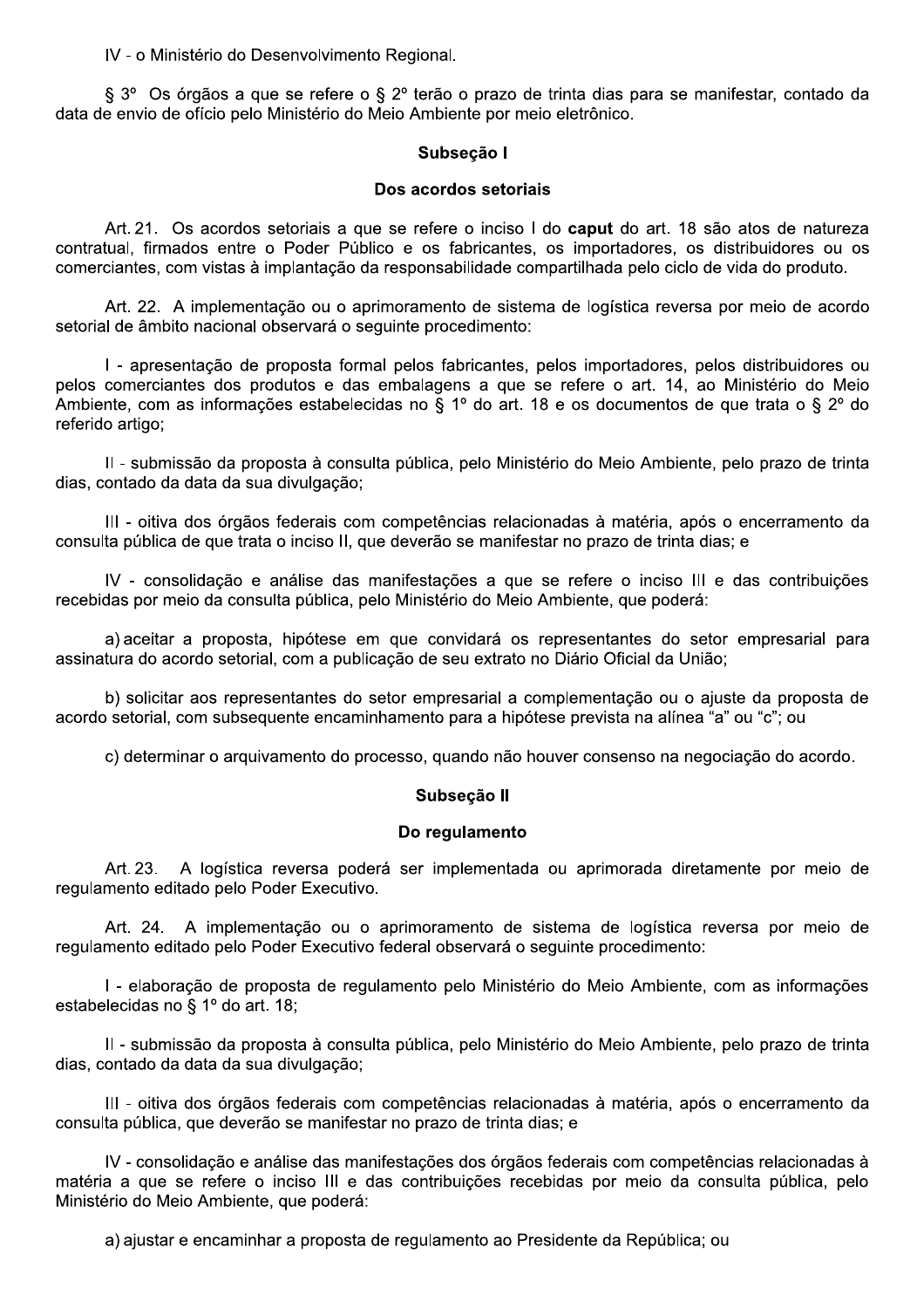IV - o Ministério do Desenvolvimento Regional.

§ 3º Os órgãos a que se refere o § 2º terão o prazo de trinta dias para se manifestar, contado da data de envio de ofício pelo Ministério do Meio Ambiente por meio eletrônico.

**Subseção I**

**Dos acordos setoriais**

Art. 21. Os acordos setoriais a que se refere o inciso I do **caput** do art. 18 são atos de natureza contratual, firmados entre o Poder Público e os fabricantes, os importadores, os distribuidores ou os comerciantes, com vistas à implantação da responsabilidade compartilhada pelo ciclo de vida do produto.

Art. 22. A implementação ou o aprimoramento de sistema de logística reversa por meio de acordo setorial de âmbito nacional observará o seguinte procedimento:

I - apresentação de proposta formal pelos fabricantes, pelos importadores, pelos distribuidores ou pelos comerciantes dos produtos e das embalagens a que se refere o art. 14, ao Ministério do Meio Ambiente, com as informações estabelecidas no § 1º do art. 18 e os documentos de que trata o § 2º do referido artigo;

II - submissão da proposta à consulta pública, pelo Ministério do Meio Ambiente, pelo prazo de trinta dias, contado da data da sua divulgação;

III - oitiva dos órgãos federais com competências relacionadas à matéria, após o encerramento da consulta pública de que trata o inciso II, que deverão se manifestar no prazo de trinta dias; e

IV - consolidação e análise das manifestações a que se refere o inciso III e das contribuições recebidas por meio da consulta pública, pelo Ministério do Meio Ambiente, que poderá:

a) aceitar a proposta, hipótese em que convidará os representantes do setor empresarial para assinatura do acordo setorial, com a publicação de seu extrato no Diário Oficial da União;

b) solicitar aos representantes do setor empresarial a complementação ou o ajuste da proposta de acordo setorial, com subsequente encaminhamento para a hipótese prevista na alínea "a" ou "c"; ou

c) determinar o arquivamento do processo, quando não houver consenso na negociação do acordo.

**Subseção II**

**Do regulamento**

Art. 23. A logística reversa poderá ser implementada ou aprimorada diretamente por meio de regulamento editado pelo Poder Executivo.

Art. 24. A implementação ou o aprimoramento de sistema de logística reversa por meio de regulamento editado pelo Poder Executivo federal observará o seguinte procedimento:

I - elaboração de proposta de regulamento pelo Ministério do Meio Ambiente, com as informações estabelecidas no § 1º do art. 18;

II - submissão da proposta à consulta pública, pelo Ministério do Meio Ambiente, pelo prazo de trinta dias, contado da data da sua divulgação;

III - oitiva dos órgãos federais com competências relacionadas à matéria, após o encerramento da consulta pública, que deverão se manifestar no prazo de trinta dias; e

IV - consolidação e análise das manifestações dos órgãos federais com competências relacionadas à matéria a que se refere o inciso III e das contribuições recebidas por meio da consulta pública, pelo Ministério do Meio Ambiente, que poderá:

a) ajustar e encaminhar a proposta de regulamento ao Presidente da República; ou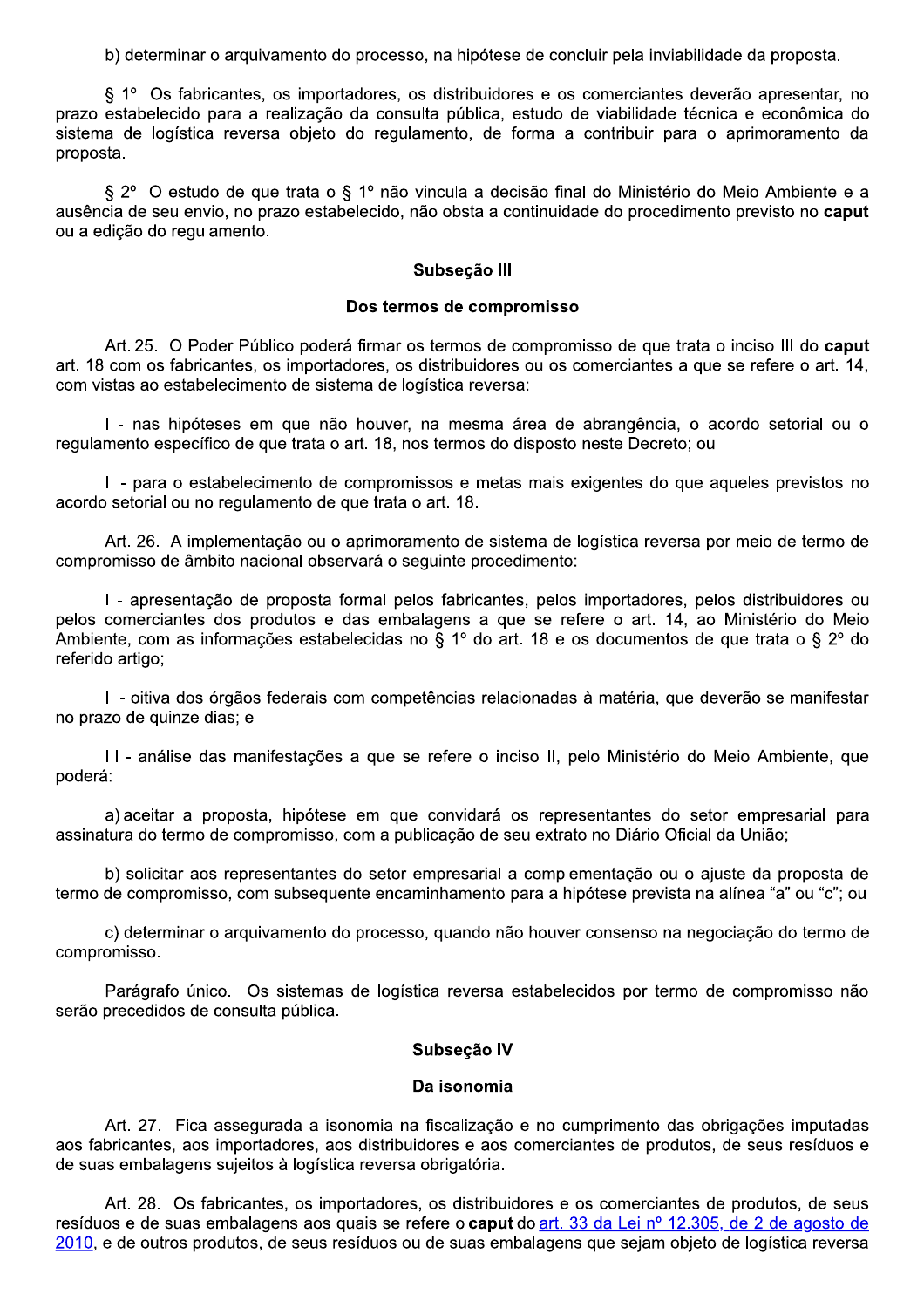b) determinar o arquivamento do processo, na hipótese de concluir pela inviabilidade da proposta.

§ 1º Os fabricantes, os importadores, os distribuidores e os comerciantes deverão apresentar, no prazo estabelecido para a realização da consulta pública, estudo de viabilidade técnica e econômica do sistema de logística reversa objeto do regulamento, de forma a contribuir para o aprimoramento da proposta.

§ 2º O estudo de que trata o § 1º não vincula a decisão final do Ministério do Meio Ambiente e a ausência de seu envio, no prazo estabelecido, não obsta a continuidade do procedimento previsto no **caput** ou a edição do regulamento.

### Subseção III

### Dos termos de compromisso

Art. 25. O Poder Público poderá firmar os termos de compromisso de que trata o inciso III do **caput** art. 18 com os fabricantes, os importadores, os distribuidores ou os comerciantes a que se refere o art. 14, com vistas ao estabelecimento de sistema de logística reversa:

I - nas hipóteses em que não houver, na mesma área de abrangência, o acordo setorial ou o regulamento específico de que trata o art. 18, nos termos do disposto neste Decreto; ou

II - para o estabelecimento de compromissos e metas mais exigentes do que aqueles previstos no acordo setorial ou no regulamento de que trata o art. 18.

Art. 26. A implementação ou o aprimoramento de sistema de logística reversa por meio de termo de compromisso de âmbito nacional observará o seguinte procedimento:

I - apresentação de proposta formal pelos fabricantes, pelos importadores, pelos distribuidores ou pelos comerciantes dos produtos e das embalagens a que se refere o art. 14, ao Ministério do Meio Ambiente, com as informações estabelecidas no § 1º do art. 18 e os documentos de que trata o § 2º do referido artigo;

II - oitiva dos órgãos federais com competências relacionadas à matéria, que deverão se manifestar no prazo de quinze dias; e

III - análise das manifestações a que se refere o inciso II, pelo Ministério do Meio Ambiente, que poderá:

a) aceitar a proposta, hipótese em que convidará os representantes do setor empresarial para assinatura do termo de compromisso, com a publicação de seu extrato no Diário Oficial da União;

b) solicitar aos representantes do setor empresarial a complementação ou o ajuste da proposta de termo de compromisso, com subsequente encaminhamento para a hipótese prevista na alínea "a" ou "c"; ou

c) determinar o arquivamento do processo, quando não houver consenso na negociação do termo de compromisso.

Parágrafo único. Os sistemas de logística reversa estabelecidos por termo de compromisso não serão precedidos de consulta pública.

### Subseção IV

### Da isonomia

Art. 27. Fica assegurada a isonomia na fiscalização e no cumprimento das obrigações imputadas aos fabricantes, aos importadores, aos distribuidores e aos comerciantes de produtos, de seus resíduos e de suas embalagens sujeitos à logística reversa obrigatória.

Art. 28. Os fabricantes, os importadores, os distribuidores e os comerciantes de produtos, de seus resíduos e de suas embalagens aos quais se refere o **caput** do [art. 33 da Lei nº 12.305, de 2 de agosto de 2010](), e de outros produtos, de seus resíduos ou de suas embalagens que sejam objeto de logística reversa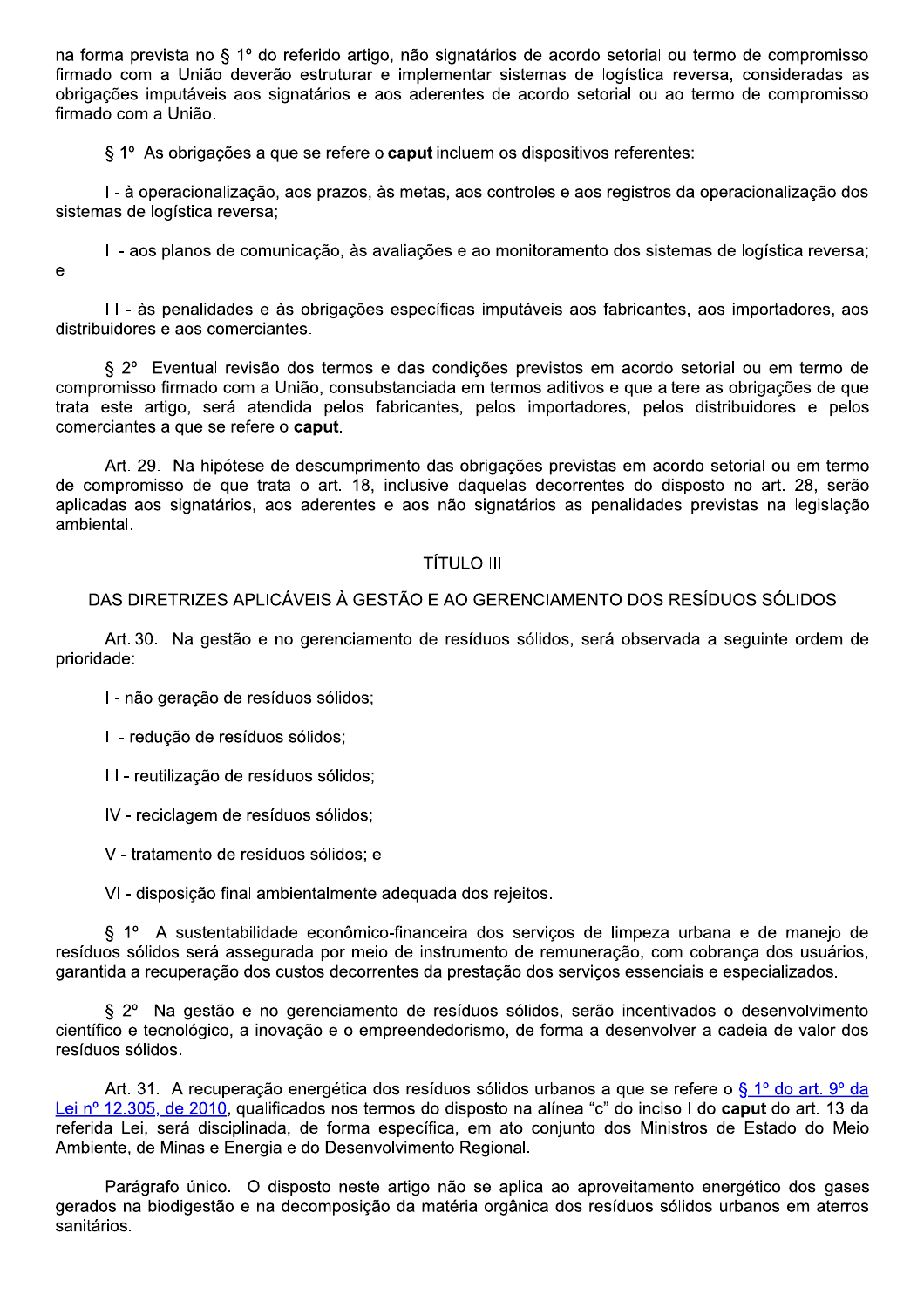na forma prevista no § 1º do referido artigo, não signatários de acordo setorial ou termo de compromisso firmado com a União deverão estruturar e implementar sistemas de logística reversa, consideradas as obrigações imputáveis aos signatários e aos aderentes de acordo setorial ou ao termo de compromisso firmado com a União.

§ 1º As obrigações a que se refere o **caput** incluem os dispositivos referentes:

I - à operacionalização, aos prazos, às metas, aos controles e aos registros da operacionalização dos sistemas de logística reversa;

II - aos planos de comunicação, às avaliações e ao monitoramento dos sistemas de logística reversa; e

III - às penalidades e às obrigações específicas imputáveis aos fabricantes, aos importadores, aos distribuidores e aos comerciantes.

§ 2º Eventual revisão dos termos e das condições previstos em acordo setorial ou em termo de compromisso firmado com a União, consubstanciada em termos aditivos e que altere as obrigações de que trata este artigo, será atendida pelos fabricantes, pelos importadores, pelos distribuidores e pelos comerciantes a que se refere o **caput**.

Art. 29. Na hipótese de descumprimento das obrigações previstas em acordo setorial ou em termo de compromisso de que trata o art. 18, inclusive daquelas decorrentes do disposto no art. 28, serão aplicadas aos signatários, aos aderentes e aos não signatários as penalidades previstas na legislação ambiental.

## TÍTULO III

## DAS DIRETRIZES APLICÁVEIS À GESTÃO E AO GERENCIAMENTO DOS RESÍDUOS SÓLIDOS

Art. 30. Na gestão e no gerenciamento de resíduos sólidos, será observada a seguinte ordem de prioridade:

I - não geração de resíduos sólidos;

II - redução de resíduos sólidos;

III - reutilização de resíduos sólidos;

IV - reciclagem de resíduos sólidos;

V - tratamento de resíduos sólidos; e

VI - disposição final ambientalmente adequada dos rejeitos.

§ 1º A sustentabilidade econômico-financeira dos serviços de limpeza urbana e de manejo de resíduos sólidos será assegurada por meio de instrumento de remuneração, com cobrança dos usuários, garantida a recuperação dos custos decorrentes da prestação dos serviços essenciais e especializados.

§ 2º Na gestão e no gerenciamento de resíduos sólidos, serão incentivados o desenvolvimento científico e tecnológico, a inovação e o empreendedorismo, de forma a desenvolver a cadeia de valor dos resíduos sólidos.

Art. 31. A recuperação energética dos resíduos sólidos urbanos a que se refere o [§ 1º do art. 9º da Lei nº 12.305, de 2010](), qualificados nos termos do disposto na alínea "c" do inciso I do **caput** do art. 13 da referida Lei, será disciplinada, de forma específica, em ato conjunto dos Ministros de Estado do Meio Ambiente, de Minas e Energia e do Desenvolvimento Regional.

Parágrafo único. O disposto neste artigo não se aplica ao aproveitamento energético dos gases gerados na biodigestão e na decomposição da matéria orgânica dos resíduos sólidos urbanos em aterros sanitários.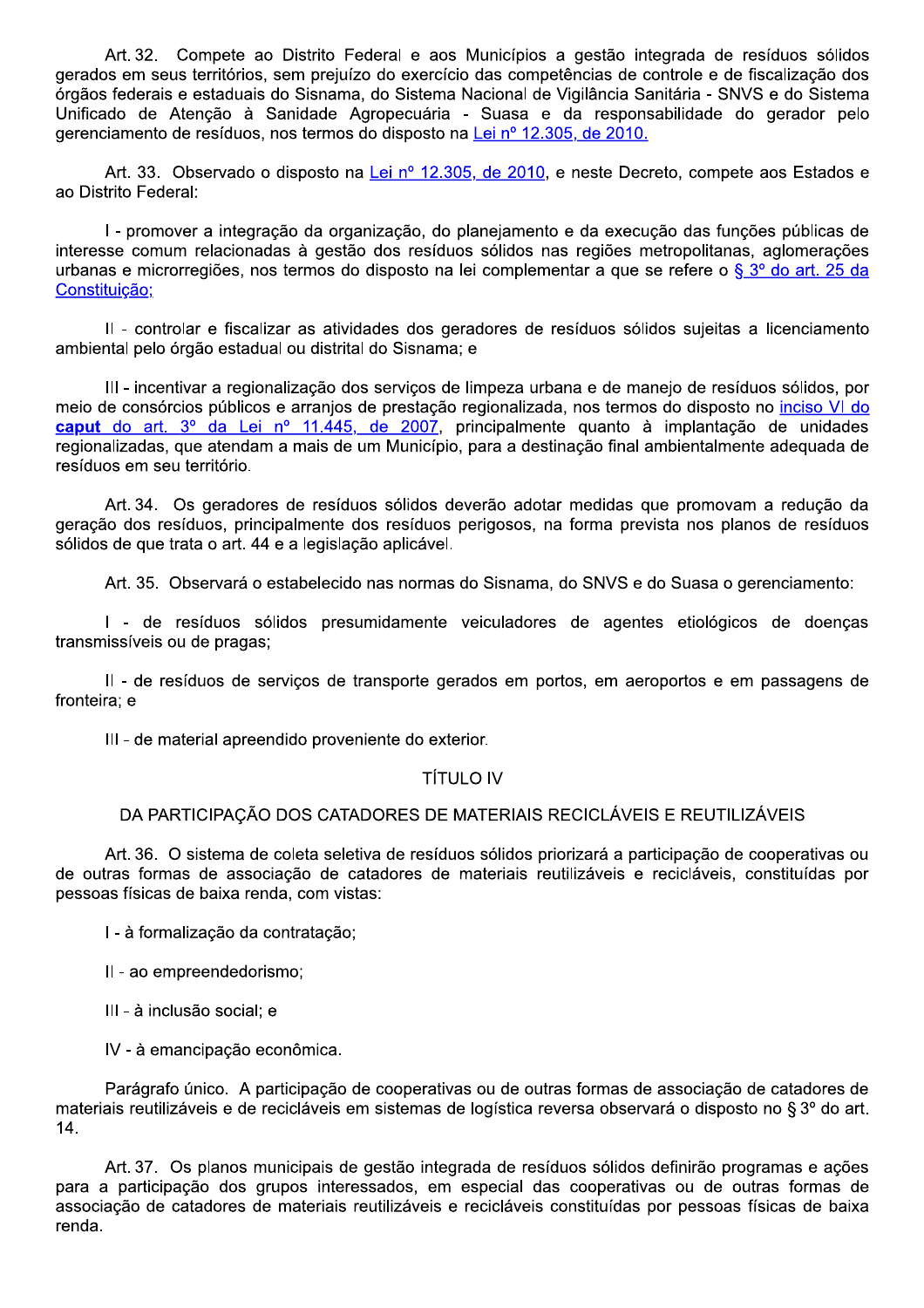Art. 32. Compete ao Distrito Federal e aos Municípios a gestão integrada de resíduos sólidos gerados em seus territórios, sem prejuízo do exercício das competências de controle e de fiscalização dos órgãos federais e estaduais do Sisnama, do Sistema Nacional de Vigilância Sanitária - SNVS e do Sistema Unificado de Atenção à Sanidade Agropecuária - Suasa e da responsabilidade do gerador pelo gerenciamento de resíduos, nos termos do disposto na Lei nº 12.305, de 2010.

Art. 33. Observado o disposto na Lei nº 12.305, de 2010, e neste Decreto, compete aos Estados e ao Distrito Federal:

I - promover a integração da organização, do planejamento e da execução das funções públicas de interesse comum relacionadas à gestão dos resíduos sólidos nas regiões metropolitanas, aglomerações urbanas e microrregiões, nos termos do disposto na lei complementar a que se refere o § 3º do art. 25 da Constituição;

II - controlar e fiscalizar as atividades dos geradores de resíduos sólidos sujeitas a licenciamento ambiental pelo órgão estadual ou distrital do Sisnama; e

III - incentivar a regionalização dos serviços de limpeza urbana e de manejo de resíduos sólidos, por meio de consórcios públicos e arranjos de prestação regionalizada, nos termos do disposto no inciso VI do **caput** do art. 3º da Lei nº 11.445, de 2007, principalmente quanto à implantação de unidades regionalizadas, que atendam a mais de um Município, para a destinação final ambientalmente adequada de resíduos em seu território.

Art. 34. Os geradores de resíduos sólidos deverão adotar medidas que promovam a redução da geração dos resíduos, principalmente dos resíduos perigosos, na forma prevista nos planos de resíduos sólidos de que trata o art. 44 e a legislação aplicável.

Art. 35. Observará o estabelecido nas normas do Sisnama, do SNVS e do Suasa o gerenciamento:

I - de resíduos sólidos presumidamente veiculadores de agentes etiológicos de doenças transmissíveis ou de pragas;

II - de resíduos de serviços de transporte gerados em portos, em aeroportos e em passagens de fronteira; e

III - de material apreendido proveniente do exterior.

# TÍTULO IV

## DA PARTICIPAÇÃO DOS CATADORES DE MATERIAIS RECICLÁVEIS E REUTILIZÁVEIS

Art. 36. O sistema de coleta seletiva de resíduos sólidos priorizará a participação de cooperativas ou de outras formas de associação de catadores de materiais reutilizáveis e recicláveis, constituídas por pessoas físicas de baixa renda, com vistas:

I - à formalização da contratação;

II - ao empreendedorismo;

III - à inclusão social; e

IV - à emancipação econômica.

Parágrafo único. A participação de cooperativas ou de outras formas de associação de catadores de materiais reutilizáveis e de recicláveis em sistemas de logística reversa observará o disposto no § 3º do art. 14.

Art. 37. Os planos municipais de gestão integrada de resíduos sólidos definirão programas e ações para a participação dos grupos interessados, em especial das cooperativas ou de outras formas de associação de catadores de materiais reutilizáveis e recicláveis constituídas por pessoas físicas de baixa renda.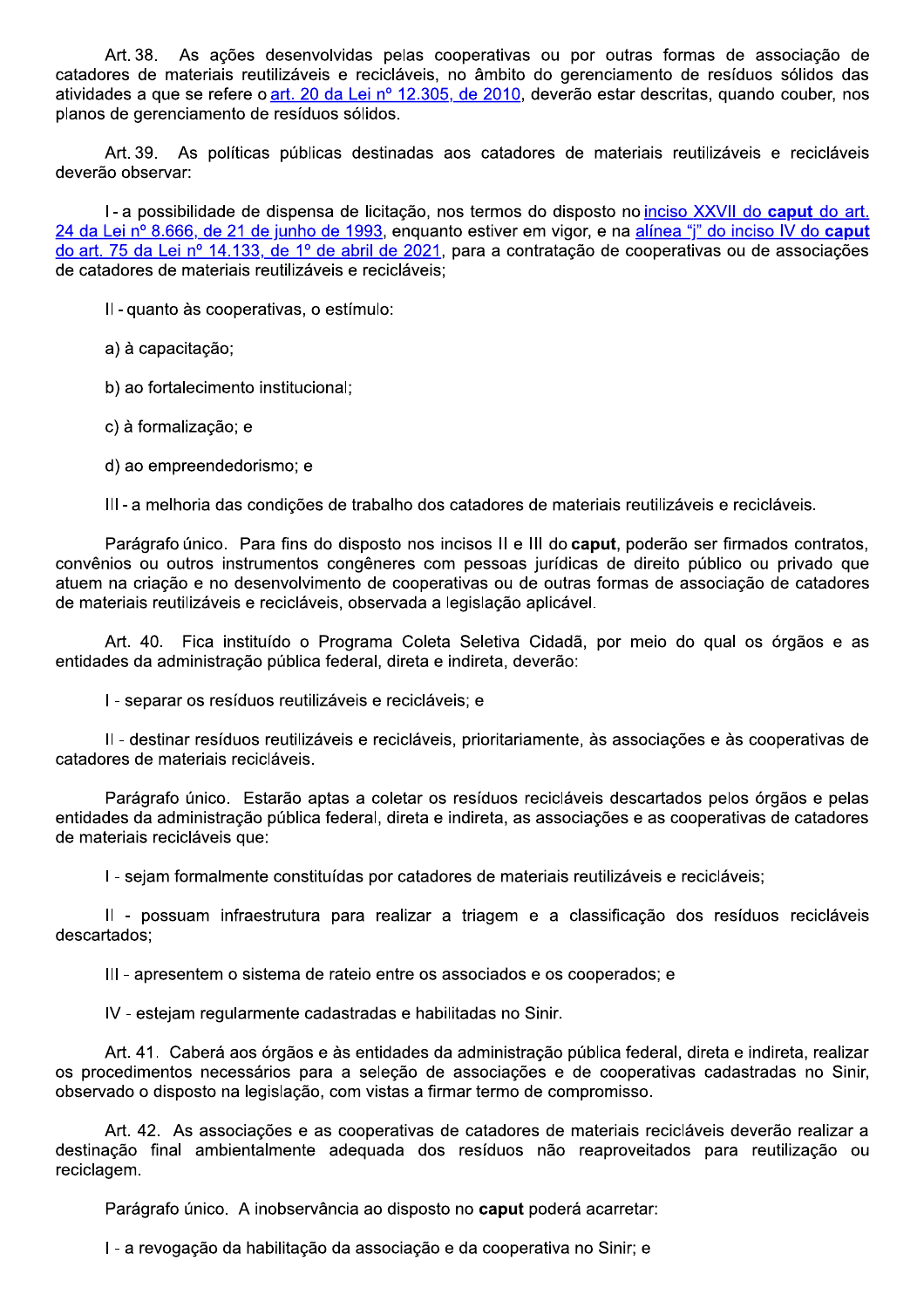Art. 38. As ações desenvolvidas pelas cooperativas ou por outras formas de associação de catadores de materiais reutilizáveis e recicláveis, no âmbito do gerenciamento de resíduos sólidos das atividades a que se refere o art. 20 da Lei nº 12.305, de 2010, deverão estar descritas, quando couber, nos planos de gerenciamento de resíduos sólidos.

Art. 39. As políticas públicas destinadas aos catadores de materiais reutilizáveis e recicláveis deverão observar:

I - a possibilidade de dispensa de licitação, nos termos do disposto no inciso XXVII do **caput** do art. 24 da Lei nº 8.666, de 21 de junho de 1993, enquanto estiver em vigor, e na alínea "j" do inciso IV do **caput** do art. 75 da Lei nº 14.133, de 1º de abril de 2021, para a contratação de cooperativas ou de associações de catadores de materiais reutilizáveis e recicláveis;

II - quanto às cooperativas, o estímulo:

a) à capacitação;

b) ao fortalecimento institucional;

c) à formalização; e

d) ao empreendedorismo; e

III - a melhoria das condições de trabalho dos catadores de materiais reutilizáveis e recicláveis.

Parágrafo único. Para fins do disposto nos incisos II e III do **caput**, poderão ser firmados contratos, convênios ou outros instrumentos congêneres com pessoas jurídicas de direito público ou privado que atuem na criação e no desenvolvimento de cooperativas ou de outras formas de associação de catadores de materiais reutilizáveis e recicláveis, observada a legislação aplicável.

Art. 40. Fica instituído o Programa Coleta Seletiva Cidadã, por meio do qual os órgãos e as entidades da administração pública federal, direta e indireta, deverão:

I - separar os resíduos reutilizáveis e recicláveis; e

II - destinar resíduos reutilizáveis e recicláveis, prioritariamente, às associações e às cooperativas de catadores de materiais recicláveis.

Parágrafo único. Estarão aptas a coletar os resíduos recicláveis descartados pelos órgãos e pelas entidades da administração pública federal, direta e indireta, as associações e as cooperativas de catadores de materiais recicláveis que:

I - sejam formalmente constituídas por catadores de materiais reutilizáveis e recicláveis;

II - possuam infraestrutura para realizar a triagem e a classificação dos resíduos recicláveis descartados;

III - apresentem o sistema de rateio entre os associados e os cooperados; e

IV - estejam regularmente cadastradas e habilitadas no Sinir.

Art. 41. Caberá aos órgãos e às entidades da administração pública federal, direta e indireta, realizar os procedimentos necessários para a seleção de associações e de cooperativas cadastradas no Sinir, observado o disposto na legislação, com vistas a firmar termo de compromisso.

Art. 42. As associações e as cooperativas de catadores de materiais recicláveis deverão realizar a destinação final ambientalmente adequada dos resíduos não reaproveitados para reutilização ou reciclagem.

Parágrafo único. A inobservância ao disposto no **caput** poderá acarretar:

I - a revogação da habilitação da associação e da cooperativa no Sinir; e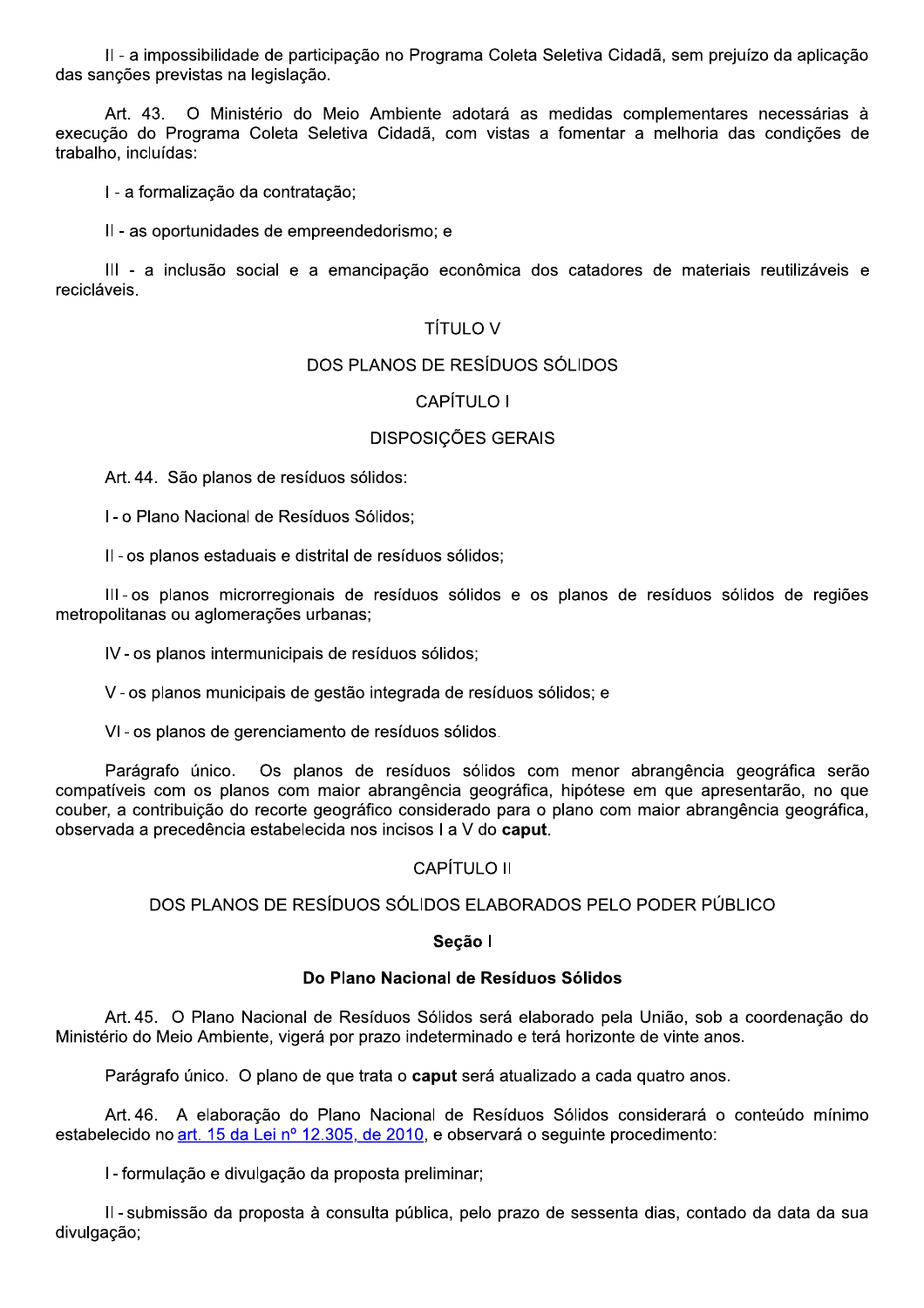II - a impossibilidade de participação no Programa Coleta Seletiva Cidadã, sem prejuízo da aplicação das sanções previstas na legislação.

Art. 43. O Ministério do Meio Ambiente adotará as medidas complementares necessárias à execução do Programa Coleta Seletiva Cidadã, com vistas a fomentar a melhoria das condições de trabalho, incluídas:

I - a formalização da contratação;

II - as oportunidades de empreendedorismo; e

III - a inclusão social e a emancipação econômica dos catadores de materiais reutilizáveis e recicláveis.

# TÍTULO V

# DOS PLANOS DE RESÍDUOS SÓLIDOS

## CAPÍTULO I

## DISPOSIÇÕES GERAIS

Art. 44. São planos de resíduos sólidos:

I - o Plano Nacional de Resíduos Sólidos;

II - os planos estaduais e distrital de resíduos sólidos;

III - os planos microrregionais de resíduos sólidos e os planos de resíduos sólidos de regiões metropolitanas ou aglomerações urbanas;

IV - os planos intermunicipais de resíduos sólidos;

V - os planos municipais de gestão integrada de resíduos sólidos; e

VI - os planos de gerenciamento de resíduos sólidos.

Parágrafo único. Os planos de resíduos sólidos com menor abrangência geográfica serão compatíveis com os planos com maior abrangência geográfica, hipótese em que apresentarão, no que couber, a contribuição do recorte geográfico considerado para o plano com maior abrangência geográfica, observada a precedência estabelecida nos incisos I a V do **caput**.

## CAPÍTULO II

## DOS PLANOS DE RESÍDUOS SÓLIDOS ELABORADOS PELO PODER PÚBLICO

### Seção I

### Do Plano Nacional de Resíduos Sólidos

Art. 45. O Plano Nacional de Resíduos Sólidos será elaborado pela União, sob a coordenação do Ministério do Meio Ambiente, vigerá por prazo indeterminado e terá horizonte de vinte anos.

Parágrafo único. O plano de que trata o **caput** será atualizado a cada quatro anos.

Art. 46. A elaboração do Plano Nacional de Resíduos Sólidos considerará o conteúdo mínimo estabelecido no [art. 15 da Lei nº 12.305, de 2010](), e observará o seguinte procedimento:

I - formulação e divulgação da proposta preliminar;

II - submissão da proposta à consulta pública, pelo prazo de sessenta dias, contado da data da sua divulgação;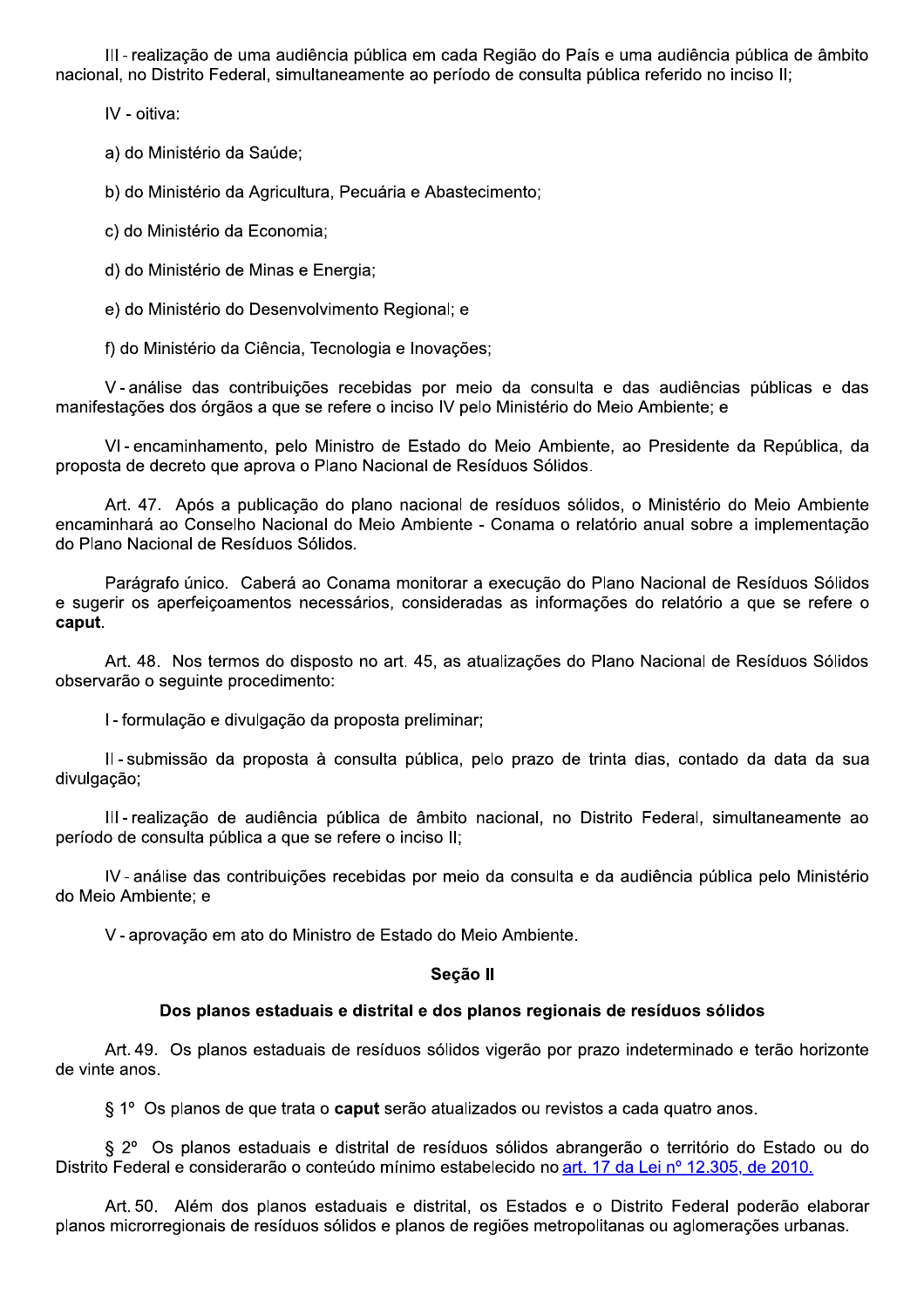III - realização de uma audiência pública em cada Região do País e uma audiência pública de âmbito nacional, no Distrito Federal, simultaneamente ao período de consulta pública referido no inciso II;

IV - oitiva:

a) do Ministério da Saúde;

b) do Ministério da Agricultura, Pecuária e Abastecimento;

c) do Ministério da Economia;

d) do Ministério de Minas e Energia;

e) do Ministério do Desenvolvimento Regional; e

f) do Ministério da Ciência, Tecnologia e Inovações;

V - análise das contribuições recebidas por meio da consulta e das audiências públicas e das manifestações dos órgãos a que se refere o inciso IV pelo Ministério do Meio Ambiente; e

VI - encaminhamento, pelo Ministro de Estado do Meio Ambiente, ao Presidente da República, da proposta de decreto que aprova o Plano Nacional de Resíduos Sólidos.

Art. 47. Após a publicação do plano nacional de resíduos sólidos, o Ministério do Meio Ambiente encaminhará ao Conselho Nacional do Meio Ambiente - Conama o relatório anual sobre a implementação do Plano Nacional de Resíduos Sólidos.

Parágrafo único. Caberá ao Conama monitorar a execução do Plano Nacional de Resíduos Sólidos e sugerir os aperfeiçoamentos necessários, consideradas as informações do relatório a que se refere o **caput**.

Art. 48. Nos termos do disposto no art. 45, as atualizações do Plano Nacional de Resíduos Sólidos observarão o seguinte procedimento:

I - formulação e divulgação da proposta preliminar;

II - submissão da proposta à consulta pública, pelo prazo de trinta dias, contado da data da sua divulgação;

III - realização de audiência pública de âmbito nacional, no Distrito Federal, simultaneamente ao período de consulta pública a que se refere o inciso II;

IV - análise das contribuições recebidas por meio da consulta e da audiência pública pelo Ministério do Meio Ambiente; e

V - aprovação em ato do Ministro de Estado do Meio Ambiente.

### Seção II

### Dos planos estaduais e distrital e dos planos regionais de resíduos sólidos

Art. 49. Os planos estaduais de resíduos sólidos vigerão por prazo indeterminado e terão horizonte de vinte anos.

§ 1º Os planos de que trata o **caput** serão atualizados ou revistos a cada quatro anos.

§ 2º Os planos estaduais e distrital de resíduos sólidos abrangerão o território do Estado ou do Distrito Federal e considerarão o conteúdo mínimo estabelecido no art. 17 da Lei nº 12.305, de 2010.

Art. 50. Além dos planos estaduais e distrital, os Estados e o Distrito Federal poderão elaborar planos microrregionais de resíduos sólidos e planos de regiões metropolitanas ou aglomerações urbanas.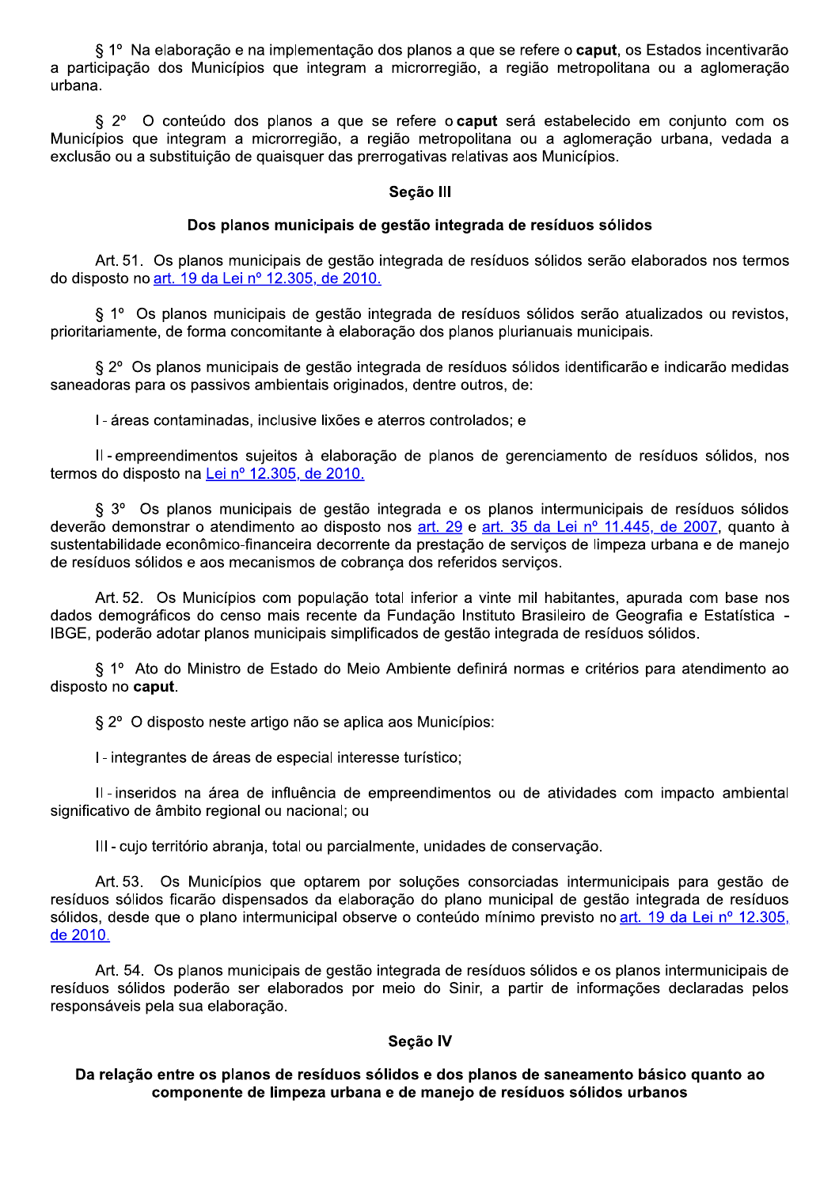§ 1º Na elaboração e na implementação dos planos a que se refere o **caput**, os Estados incentivarão a participação dos Municípios que integram a microrregião, a região metropolitana ou a aglomeração urbana.

§ 2º O conteúdo dos planos a que se refere o **caput** será estabelecido em conjunto com os Municípios que integram a microrregião, a região metropolitana ou a aglomeração urbana, vedada a exclusão ou a substituição de quaisquer das prerrogativas relativas aos Municípios.

## Seção III

## Dos planos municipais de gestão integrada de resíduos sólidos

Art. 51. Os planos municipais de gestão integrada de resíduos sólidos serão elaborados nos termos do disposto no art. 19 da Lei nº 12.305, de 2010.

§ 1º Os planos municipais de gestão integrada de resíduos sólidos serão atualizados ou revistos, prioritariamente, de forma concomitante à elaboração dos planos plurianuais municipais.

§ 2º Os planos municipais de gestão integrada de resíduos sólidos identificarão e indicarão medidas saneadoras para os passivos ambientais originados, dentre outros, de:

I - áreas contaminadas, inclusive lixões e aterros controlados; e

II - empreendimentos sujeitos à elaboração de planos de gerenciamento de resíduos sólidos, nos termos do disposto na Lei nº 12.305, de 2010.

§ 3º Os planos municipais de gestão integrada e os planos intermunicipais de resíduos sólidos deverão demonstrar o atendimento ao disposto nos art. 29 e art. 35 da Lei nº 11.445, de 2007, quanto à sustentabilidade econômico-financeira decorrente da prestação de serviços de limpeza urbana e de manejo de resíduos sólidos e aos mecanismos de cobrança dos referidos serviços.

Art. 52. Os Municípios com população total inferior a vinte mil habitantes, apurada com base nos dados demográficos do censo mais recente da Fundação Instituto Brasileiro de Geografia e Estatística - IBGE, poderão adotar planos municipais simplificados de gestão integrada de resíduos sólidos.

§ 1º Ato do Ministro de Estado do Meio Ambiente definirá normas e critérios para atendimento ao disposto no **caput**.

§ 2º O disposto neste artigo não se aplica aos Municípios:

I - integrantes de áreas de especial interesse turístico;

II - inseridos na área de influência de empreendimentos ou de atividades com impacto ambiental significativo de âmbito regional ou nacional; ou

III - cujo território abranja, total ou parcialmente, unidades de conservação.

Art. 53. Os Municípios que optarem por soluções consorciadas intermunicipais para gestão de resíduos sólidos ficarão dispensados da elaboração do plano municipal de gestão integrada de resíduos sólidos, desde que o plano intermunicipal observe o conteúdo mínimo previsto no art. 19 da Lei nº 12.305, de 2010.

Art. 54. Os planos municipais de gestão integrada de resíduos sólidos e os planos intermunicipais de resíduos sólidos poderão ser elaborados por meio do Sinir, a partir de informações declaradas pelos responsáveis pela sua elaboração.

## Seção IV

## Da relação entre os planos de resíduos sólidos e dos planos de saneamento básico quanto ao componente de limpeza urbana e de manejo de resíduos sólidos urbanos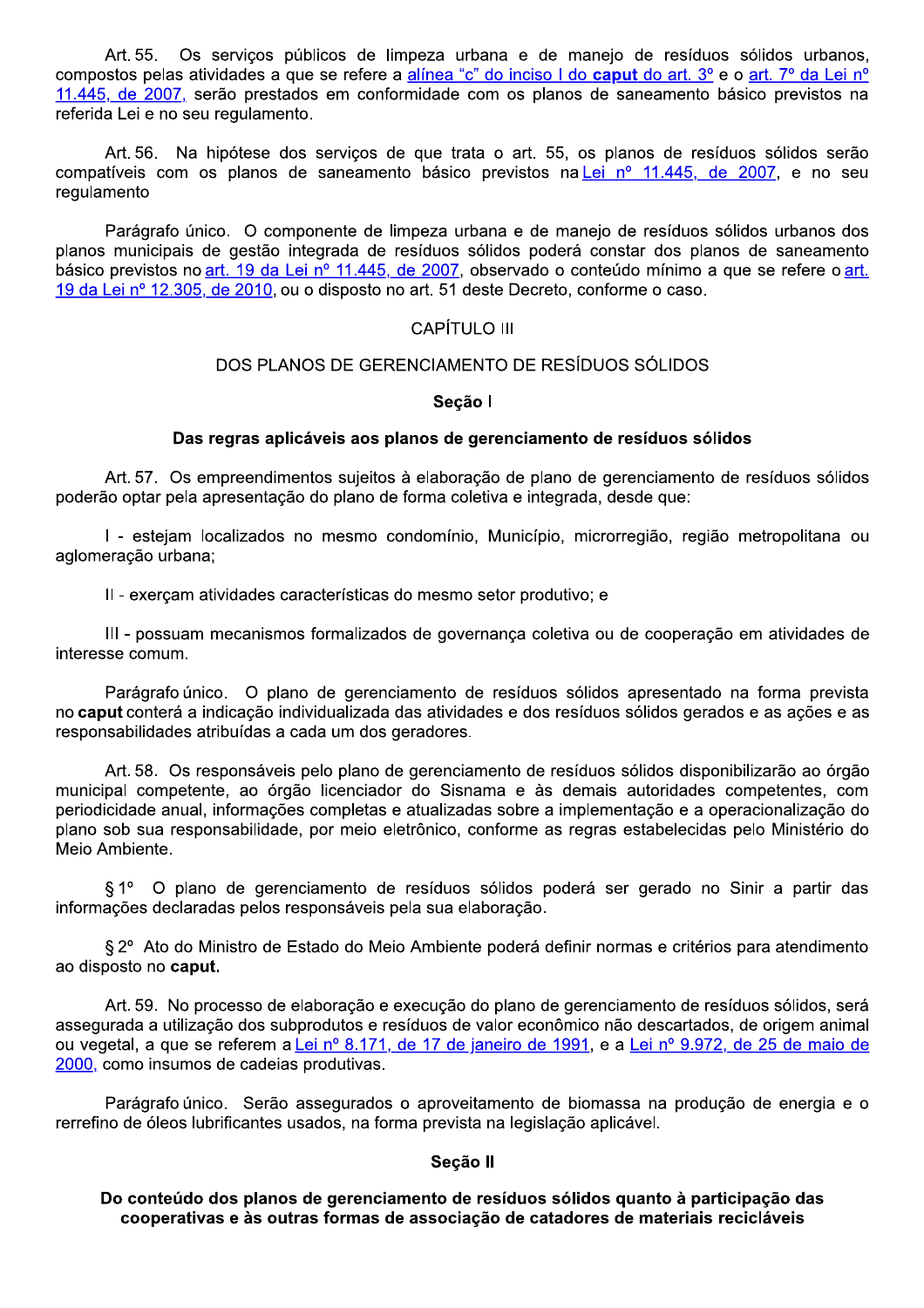Art. 55. Os serviços públicos de limpeza urbana e de manejo de resíduos sólidos urbanos, compostos pelas atividades a que se refere a alínea “c” do inciso I do **caput** do art. 3º e o art. 7º da Lei nº 11.445, de 2007, serão prestados em conformidade com os planos de saneamento básico previstos na referida Lei e no seu regulamento.

Art. 56. Na hipótese dos serviços de que trata o art. 55, os planos de resíduos sólidos serão compatíveis com os planos de saneamento básico previstos na Lei nº 11.445, de 2007, e no seu regulamento

Parágrafo único. O componente de limpeza urbana e de manejo de resíduos sólidos urbanos dos planos municipais de gestão integrada de resíduos sólidos poderá constar dos planos de saneamento básico previstos no art. 19 da Lei nº 11.445, de 2007, observado o conteúdo mínimo a que se refere o art. 19 da Lei nº 12.305, de 2010, ou o disposto no art. 51 deste Decreto, conforme o caso.

CAPÍTULO III

DOS PLANOS DE GERENCIAMENTO DE RESÍDUOS SÓLIDOS

**Seção I**

**Das regras aplicáveis aos planos de gerenciamento de resíduos sólidos**

Art. 57. Os empreendimentos sujeitos à elaboração de plano de gerenciamento de resíduos sólidos poderão optar pela apresentação do plano de forma coletiva e integrada, desde que:

I - estejam localizados no mesmo condomínio, Município, microrregião, região metropolitana ou aglomeração urbana;

II - exerçam atividades características do mesmo setor produtivo; e

III - possuam mecanismos formalizados de governança coletiva ou de cooperação em atividades de interesse comum.

Parágrafo único. O plano de gerenciamento de resíduos sólidos apresentado na forma prevista no **caput** conterá a indicação individualizada das atividades e dos resíduos sólidos gerados e as ações e as responsabilidades atribuídas a cada um dos geradores.

Art. 58. Os responsáveis pelo plano de gerenciamento de resíduos sólidos disponibilizarão ao órgão municipal competente, ao órgão licenciador do Sisnama e às demais autoridades competentes, com periodicidade anual, informações completas e atualizadas sobre a implementação e a operacionalização do plano sob sua responsabilidade, por meio eletrônico, conforme as regras estabelecidas pelo Ministério do Meio Ambiente.

§ 1º O plano de gerenciamento de resíduos sólidos poderá ser gerado no Sinir a partir das informações declaradas pelos responsáveis pela sua elaboração.

§ 2º Ato do Ministro de Estado do Meio Ambiente poderá definir normas e critérios para atendimento ao disposto no **caput.**

Art. 59. No processo de elaboração e execução do plano de gerenciamento de resíduos sólidos, será assegurada a utilização dos subprodutos e resíduos de valor econômico não descartados, de origem animal ou vegetal, a que se referem a Lei nº 8.171, de 17 de janeiro de 1991, e a Lei nº 9.972, de 25 de maio de 2000, como insumos de cadeias produtivas.

Parágrafo único. Serão assegurados o aproveitamento de biomassa na produção de energia e o rerrefino de óleos lubrificantes usados, na forma prevista na legislação aplicável.

**Seção II**

**Do conteúdo dos planos de gerenciamento de resíduos sólidos quanto à participação das cooperativas e às outras formas de associação de catadores de materiais recicláveis**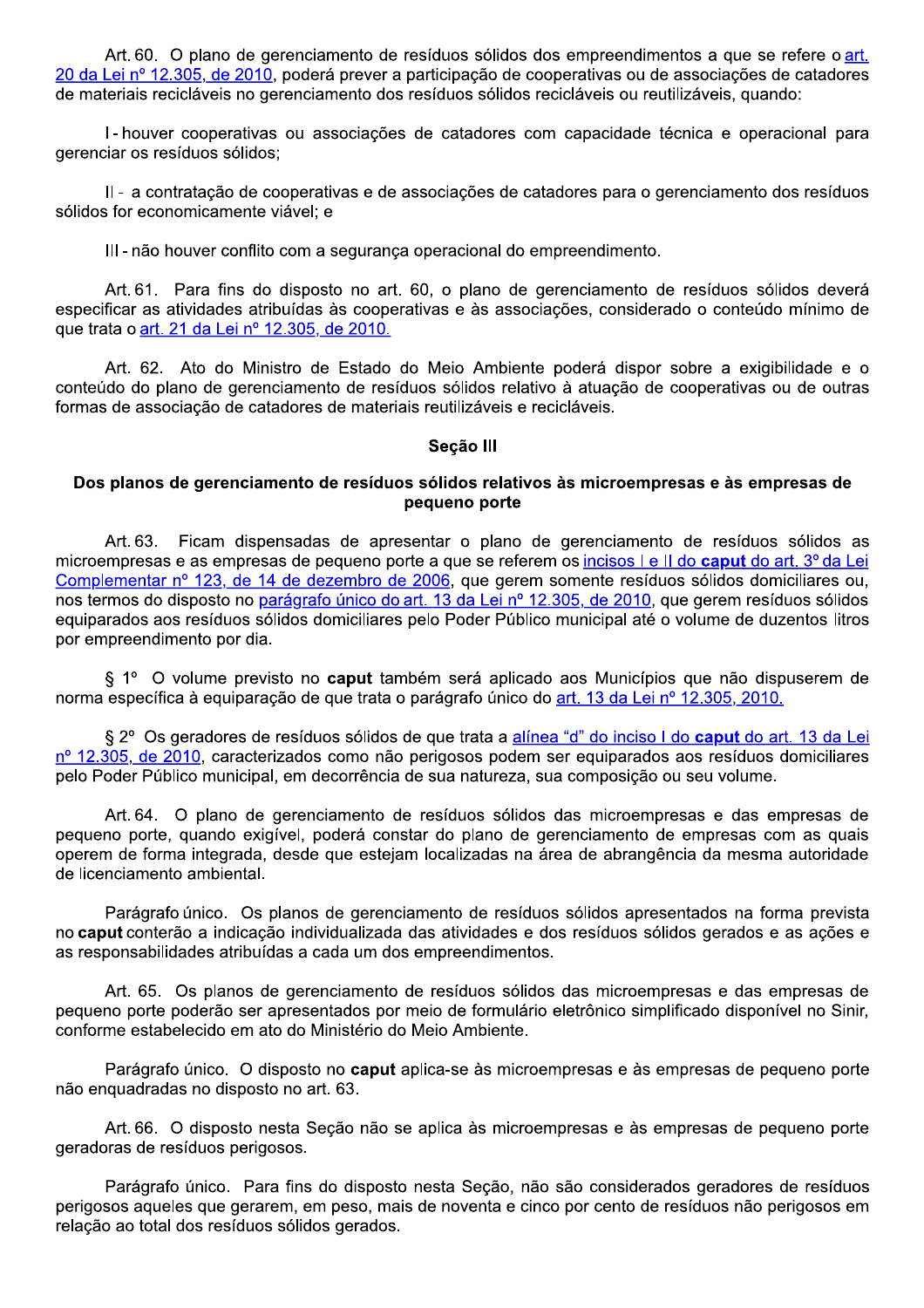Art. 60. O plano de gerenciamento de resíduos sólidos dos empreendimentos a que se refere o art. 20 da Lei nº 12.305, de 2010, poderá prever a participação de cooperativas ou de associações de catadores de materiais recicláveis no gerenciamento dos resíduos sólidos recicláveis ou reutilizáveis, quando:

I - houver cooperativas ou associações de catadores com capacidade técnica e operacional para gerenciar os resíduos sólidos;

II - a contratação de cooperativas e de associações de catadores para o gerenciamento dos resíduos sólidos for economicamente viável; e

III - não houver conflito com a segurança operacional do empreendimento.

Art. 61. Para fins do disposto no art. 60, o plano de gerenciamento de resíduos sólidos deverá especificar as atividades atribuídas às cooperativas e às associações, considerado o conteúdo mínimo de que trata o art. 21 da Lei nº 12.305, de 2010.

Art. 62. Ato do Ministro de Estado do Meio Ambiente poderá dispor sobre a exigibilidade e o conteúdo do plano de gerenciamento de resíduos sólidos relativo à atuação de cooperativas ou de outras formas de associação de catadores de materiais reutilizáveis e recicláveis.

### Seção III

### Dos planos de gerenciamento de resíduos sólidos relativos às microempresas e às empresas de pequeno porte

Art. 63. Ficam dispensadas de apresentar o plano de gerenciamento de resíduos sólidos as microempresas e as empresas de pequeno porte a que se referem os incisos I e II do **caput** do art. 3º da Lei Complementar nº 123, de 14 de dezembro de 2006, que gerem somente resíduos sólidos domiciliares ou, nos termos do disposto no parágrafo único do art. 13 da Lei nº 12.305, de 2010, que gerem resíduos sólidos equiparados aos resíduos sólidos domiciliares pelo Poder Público municipal até o volume de duzentos litros por empreendimento por dia.

§ 1º O volume previsto no **caput** também será aplicado aos Municípios que não dispuserem de norma específica à equiparação de que trata o parágrafo único do art. 13 da Lei nº 12.305, 2010.

§ 2º Os geradores de resíduos sólidos de que trata a alínea "d" do inciso I do **caput** do art. 13 da Lei nº 12.305, de 2010, caracterizados como não perigosos podem ser equiparados aos resíduos domiciliares pelo Poder Público municipal, em decorrência de sua natureza, sua composição ou seu volume.

Art. 64. O plano de gerenciamento de resíduos sólidos das microempresas e das empresas de pequeno porte, quando exigível, poderá constar do plano de gerenciamento de empresas com as quais operem de forma integrada, desde que estejam localizadas na área de abrangência da mesma autoridade de licenciamento ambiental.

Parágrafo único. Os planos de gerenciamento de resíduos sólidos apresentados na forma prevista no **caput** conterão a indicação individualizada das atividades e dos resíduos sólidos gerados e as ações e as responsabilidades atribuídas a cada um dos empreendimentos.

Art. 65. Os planos de gerenciamento de resíduos sólidos das microempresas e das empresas de pequeno porte poderão ser apresentados por meio de formulário eletrônico simplificado disponível no Sinir, conforme estabelecido em ato do Ministério do Meio Ambiente.

Parágrafo único. O disposto no **caput** aplica-se às microempresas e às empresas de pequeno porte não enquadradas no disposto no art. 63.

Art. 66. O disposto nesta Seção não se aplica às microempresas e às empresas de pequeno porte geradoras de resíduos perigosos.

Parágrafo único. Para fins do disposto nesta Seção, não são considerados geradores de resíduos perigosos aqueles que gerarem, em peso, mais de noventa e cinco por cento de resíduos não perigosos em relação ao total dos resíduos sólidos gerados.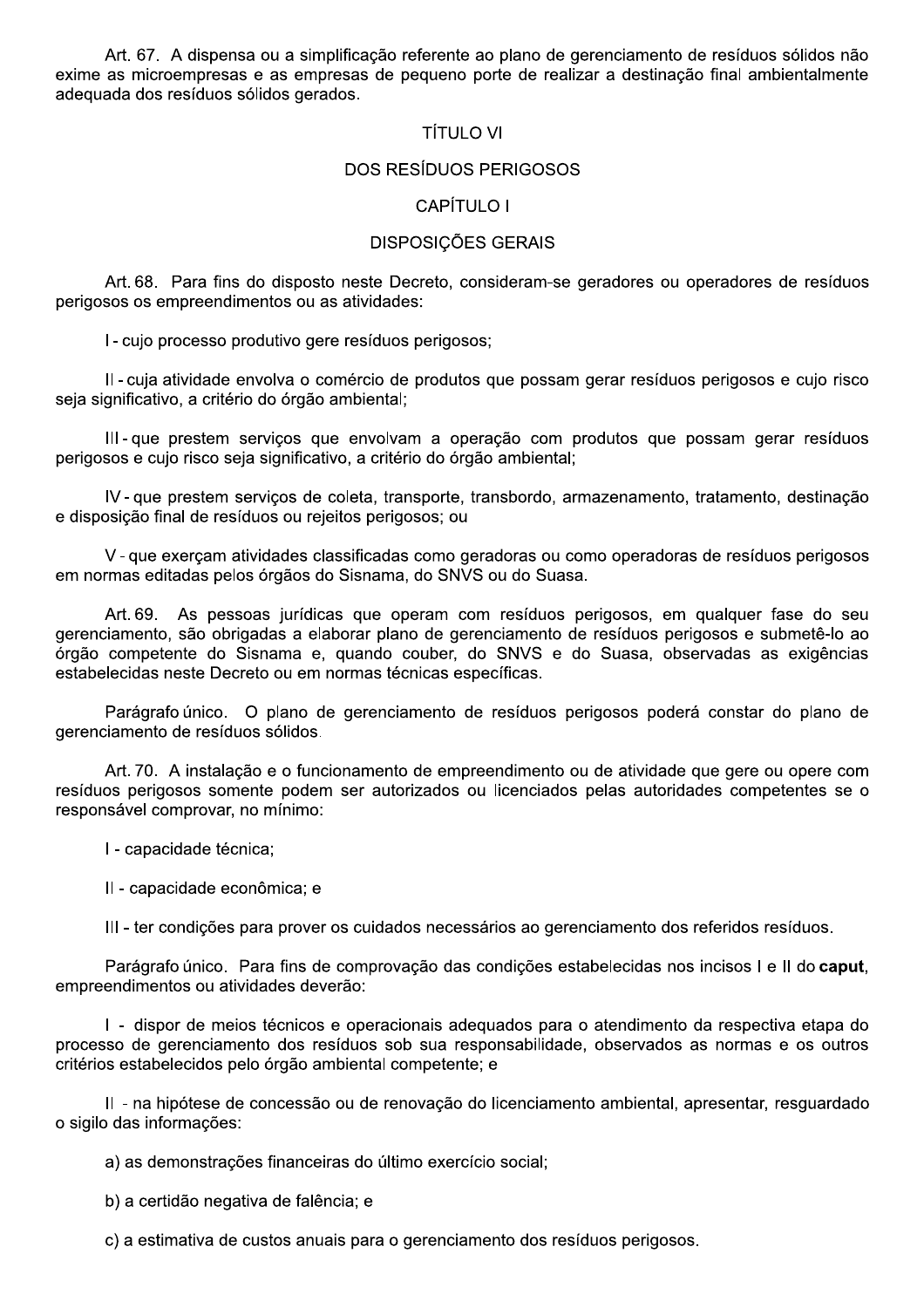Art. 67. A dispensa ou a simplificação referente ao plano de gerenciamento de resíduos sólidos não exime as microempresas e as empresas de pequeno porte de realizar a destinação final ambientalmente adequada dos resíduos sólidos gerados.

TÍTULO VI

DOS RESÍDUOS PERIGOSOS

CAPÍTULO I

DISPOSIÇÕES GERAIS

Art. 68. Para fins do disposto neste Decreto, consideram-se geradores ou operadores de resíduos perigosos os empreendimentos ou as atividades:

I - cujo processo produtivo gere resíduos perigosos;

II - cuja atividade envolva o comércio de produtos que possam gerar resíduos perigosos e cujo risco seja significativo, a critério do órgão ambiental;

III - que prestem serviços que envolvam a operação com produtos que possam gerar resíduos perigosos e cujo risco seja significativo, a critério do órgão ambiental;

IV - que prestem serviços de coleta, transporte, transbordo, armazenamento, tratamento, destinação e disposição final de resíduos ou rejeitos perigosos; ou

V - que exerçam atividades classificadas como geradoras ou como operadoras de resíduos perigosos em normas editadas pelos órgãos do Sisnama, do SNVS ou do Suasa.

Art. 69. As pessoas jurídicas que operam com resíduos perigosos, em qualquer fase do seu gerenciamento, são obrigadas a elaborar plano de gerenciamento de resíduos perigosos e submetê-lo ao órgão competente do Sisnama e, quando couber, do SNVS e do Suasa, observadas as exigências estabelecidas neste Decreto ou em normas técnicas específicas.

Parágrafo único. O plano de gerenciamento de resíduos perigosos poderá constar do plano de gerenciamento de resíduos sólidos.

Art. 70. A instalação e o funcionamento de empreendimento ou de atividade que gere ou opere com resíduos perigosos somente podem ser autorizados ou licenciados pelas autoridades competentes se o responsável comprovar, no mínimo:

I - capacidade técnica;

II - capacidade econômica; e

III - ter condições para prover os cuidados necessários ao gerenciamento dos referidos resíduos.

Parágrafo único. Para fins de comprovação das condições estabelecidas nos incisos I e II do **caput**, empreendimentos ou atividades deverão:

I - dispor de meios técnicos e operacionais adequados para o atendimento da respectiva etapa do processo de gerenciamento dos resíduos sob sua responsabilidade, observados as normas e os outros critérios estabelecidos pelo órgão ambiental competente; e

II - na hipótese de concessão ou de renovação do licenciamento ambiental, apresentar, resguardado o sigilo das informações:

a) as demonstrações financeiras do último exercício social;

b) a certidão negativa de falência; e

c) a estimativa de custos anuais para o gerenciamento dos resíduos perigosos.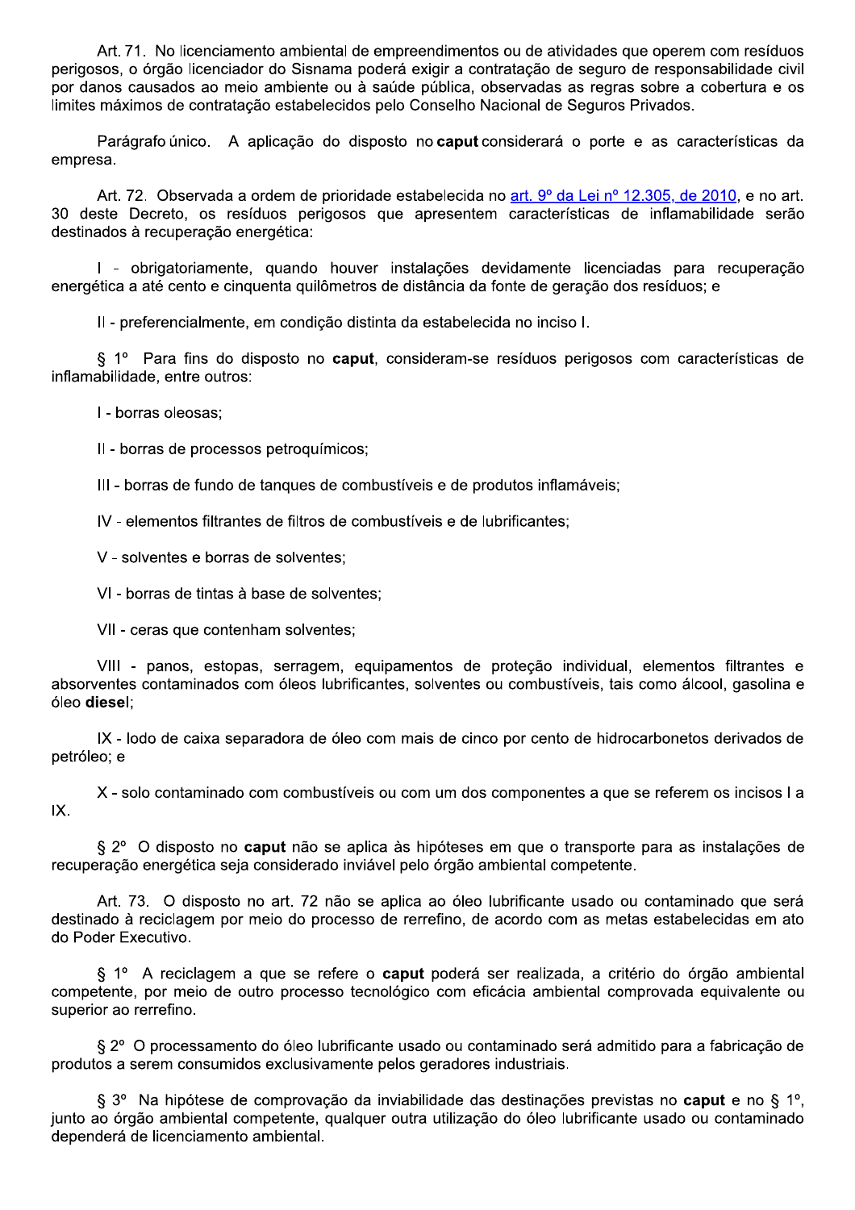Art. 71. No licenciamento ambiental de empreendimentos ou de atividades que operem com resíduos perigosos, o órgão licenciador do Sisnama poderá exigir a contratação de seguro de responsabilidade civil por danos causados ao meio ambiente ou à saúde pública, observadas as regras sobre a cobertura e os limites máximos de contratação estabelecidos pelo Conselho Nacional de Seguros Privados.

Parágrafo único. A aplicação do disposto no **caput** considerará o porte e as características da empresa.

Art. 72. Observada a ordem de prioridade estabelecida no [art. 9º da Lei nº 12.305, de 2010](), e no art. 30 deste Decreto, os resíduos perigosos que apresentem características de inflamabilidade serão destinados à recuperação energética:

I - obrigatoriamente, quando houver instalações devidamente licenciadas para recuperação energética a até cento e cinquenta quilômetros de distância da fonte de geração dos resíduos; e

II - preferencialmente, em condição distinta da estabelecida no inciso I.

§ 1º Para fins do disposto no **caput**, consideram-se resíduos perigosos com características de inflamabilidade, entre outros:

I - borras oleosas;

II - borras de processos petroquímicos;

III - borras de fundo de tanques de combustíveis e de produtos inflamáveis;

IV - elementos filtrantes de filtros de combustíveis e de lubrificantes;

V - solventes e borras de solventes;

VI - borras de tintas à base de solventes;

VII - ceras que contenham solventes;

VIII - panos, estopas, serragem, equipamentos de proteção individual, elementos filtrantes e absorventes contaminados com óleos lubrificantes, solventes ou combustíveis, tais como álcool, gasolina e óleo **diesel**;

IX - lodo de caixa separadora de óleo com mais de cinco por cento de hidrocarbonetos derivados de petróleo; e

X - solo contaminado com combustíveis ou com um dos componentes a que se referem os incisos I a IX.

§ 2º O disposto no **caput** não se aplica às hipóteses em que o transporte para as instalações de recuperação energética seja considerado inviável pelo órgão ambiental competente.

Art. 73. O disposto no art. 72 não se aplica ao óleo lubrificante usado ou contaminado que será destinado à reciclagem por meio do processo de rerrefino, de acordo com as metas estabelecidas em ato do Poder Executivo.

§ 1º A reciclagem a que se refere o **caput** poderá ser realizada, a critério do órgão ambiental competente, por meio de outro processo tecnológico com eficácia ambiental comprovada equivalente ou superior ao rerrefino.

§ 2º O processamento do óleo lubrificante usado ou contaminado será admitido para a fabricação de produtos a serem consumidos exclusivamente pelos geradores industriais.

§ 3º Na hipótese de comprovação da inviabilidade das destinações previstas no **caput** e no § 1º, junto ao órgão ambiental competente, qualquer outra utilização do óleo lubrificante usado ou contaminado dependerá de licenciamento ambiental.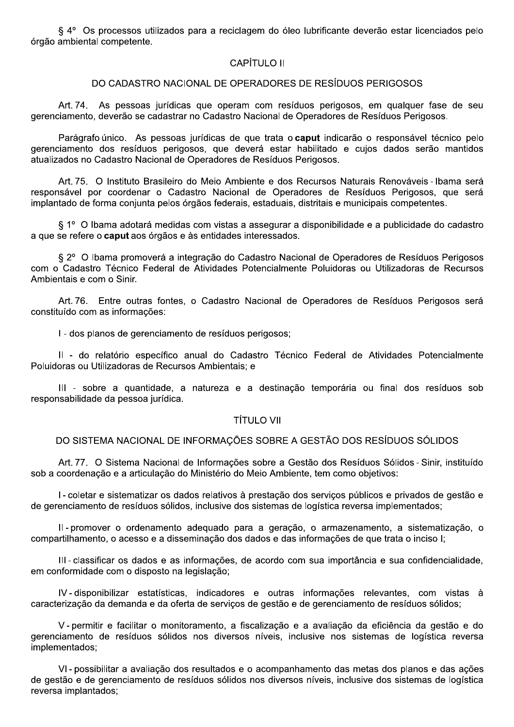§ 4º Os processos utilizados para a reciclagem do óleo lubrificante deverão estar licenciados pelo órgão ambiental competente.

## CAPÍTULO II

## DO CADASTRO NACIONAL DE OPERADORES DE RESÍDUOS PERIGOSOS

Art. 74. As pessoas jurídicas que operam com resíduos perigosos, em qualquer fase de seu gerenciamento, deverão se cadastrar no Cadastro Nacional de Operadores de Resíduos Perigosos.

Parágrafo único. As pessoas jurídicas de que trata o **caput** indicarão o responsável técnico pelo gerenciamento dos resíduos perigosos, que deverá estar habilitado e cujos dados serão mantidos atualizados no Cadastro Nacional de Operadores de Resíduos Perigosos.

Art. 75. O Instituto Brasileiro do Meio Ambiente e dos Recursos Naturais Renováveis - Ibama será responsável por coordenar o Cadastro Nacional de Operadores de Resíduos Perigosos, que será implantado de forma conjunta pelos órgãos federais, estaduais, distritais e municipais competentes.

§ 1º O Ibama adotará medidas com vistas a assegurar a disponibilidade e a publicidade do cadastro a que se refere o **caput** aos órgãos e às entidades interessados.

§ 2º O Ibama promoverá a integração do Cadastro Nacional de Operadores de Resíduos Perigosos com o Cadastro Técnico Federal de Atividades Potencialmente Poluidoras ou Utilizadoras de Recursos Ambientais e com o Sinir.

Art. 76. Entre outras fontes, o Cadastro Nacional de Operadores de Resíduos Perigosos será constituído com as informações:

I - dos planos de gerenciamento de resíduos perigosos;

II - do relatório específico anual do Cadastro Técnico Federal de Atividades Potencialmente Poluidoras ou Utilizadoras de Recursos Ambientais; e

III - sobre a quantidade, a natureza e a destinação temporária ou final dos resíduos sob responsabilidade da pessoa jurídica.

# TÍTULO VII

# DO SISTEMA NACIONAL DE INFORMAÇÕES SOBRE A GESTÃO DOS RESÍDUOS SÓLIDOS

Art. 77. O Sistema Nacional de Informações sobre a Gestão dos Resíduos Sólidos - Sinir, instituído sob a coordenação e a articulação do Ministério do Meio Ambiente, tem como objetivos:

I - coletar e sistematizar os dados relativos à prestação dos serviços públicos e privados de gestão e de gerenciamento de resíduos sólidos, inclusive dos sistemas de logística reversa implementados;

II - promover o ordenamento adequado para a geração, o armazenamento, a sistematização, o compartilhamento, o acesso e a disseminação dos dados e das informações de que trata o inciso I;

III - classificar os dados e as informações, de acordo com sua importância e sua confidencialidade, em conformidade com o disposto na legislação;

IV - disponibilizar estatísticas, indicadores e outras informações relevantes, com vistas à caracterização da demanda e da oferta de serviços de gestão e de gerenciamento de resíduos sólidos;

V - permitir e facilitar o monitoramento, a fiscalização e a avaliação da eficiência da gestão e do gerenciamento de resíduos sólidos nos diversos níveis, inclusive nos sistemas de logística reversa implementados;

VI - possibilitar a avaliação dos resultados e o acompanhamento das metas dos planos e das ações de gestão e de gerenciamento de resíduos sólidos nos diversos níveis, inclusive dos sistemas de logística reversa implantados;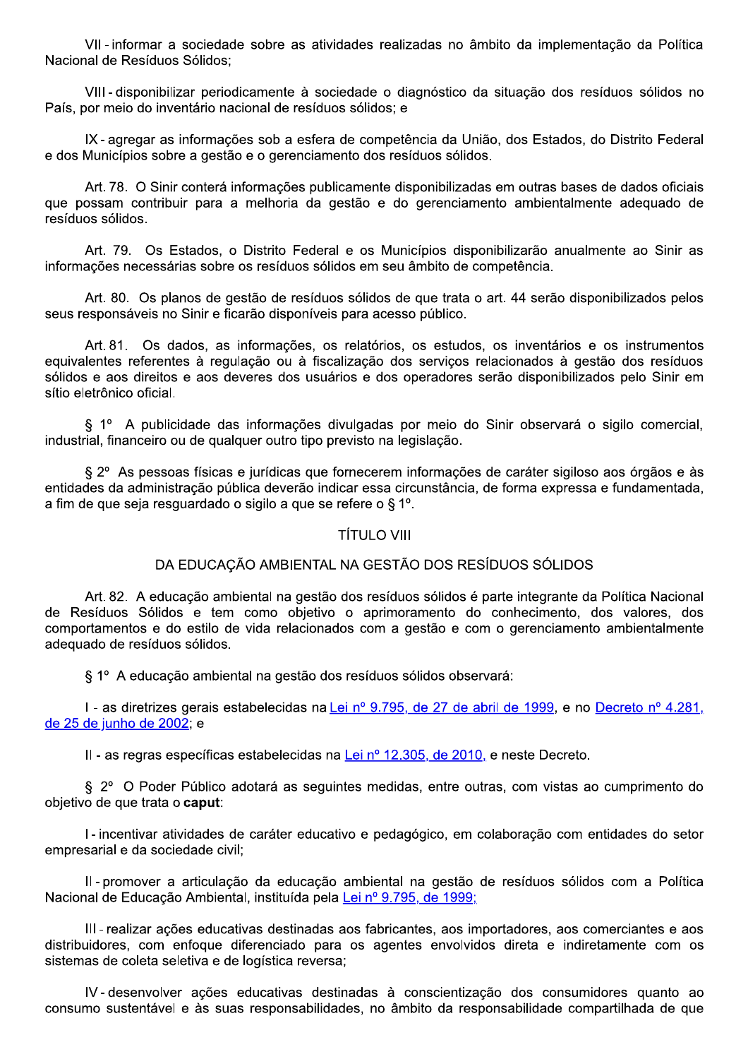VII - informar a sociedade sobre as atividades realizadas no âmbito da implementação da Política Nacional de Resíduos Sólidos;

VIII - disponibilizar periodicamente à sociedade o diagnóstico da situação dos resíduos sólidos no País, por meio do inventário nacional de resíduos sólidos; e

IX - agregar as informações sob a esfera de competência da União, dos Estados, do Distrito Federal e dos Municípios sobre a gestão e o gerenciamento dos resíduos sólidos.

Art. 78. O Sinir conterá informações publicamente disponibilizadas em outras bases de dados oficiais que possam contribuir para a melhoria da gestão e do gerenciamento ambientalmente adequado de resíduos sólidos.

Art. 79. Os Estados, o Distrito Federal e os Municípios disponibilizarão anualmente ao Sinir as informações necessárias sobre os resíduos sólidos em seu âmbito de competência.

Art. 80. Os planos de gestão de resíduos sólidos de que trata o art. 44 serão disponibilizados pelos seus responsáveis no Sinir e ficarão disponíveis para acesso público.

Art. 81. Os dados, as informações, os relatórios, os estudos, os inventários e os instrumentos equivalentes referentes à regulação ou à fiscalização dos serviços relacionados à gestão dos resíduos sólidos e aos direitos e aos deveres dos usuários e dos operadores serão disponibilizados pelo Sinir em sítio eletrônico oficial.

§ 1º A publicidade das informações divulgadas por meio do Sinir observará o sigilo comercial, industrial, financeiro ou de qualquer outro tipo previsto na legislação.

§ 2º As pessoas físicas e jurídicas que fornecerem informações de caráter sigiloso aos órgãos e às entidades da administração pública deverão indicar essa circunstância, de forma expressa e fundamentada, a fim de que seja resguardado o sigilo a que se refere o § 1º.

## TÍTULO VIII

## DA EDUCAÇÃO AMBIENTAL NA GESTÃO DOS RESÍDUOS SÓLIDOS

Art. 82. A educação ambiental na gestão dos resíduos sólidos é parte integrante da Política Nacional de Resíduos Sólidos e tem como objetivo o aprimoramento do conhecimento, dos valores, dos comportamentos e do estilo de vida relacionados com a gestão e com o gerenciamento ambientalmente adequado de resíduos sólidos.

§ 1º A educação ambiental na gestão dos resíduos sólidos observará:

I - as diretrizes gerais estabelecidas na Lei nº 9.795, de 27 de abril de 1999, e no Decreto nº 4.281, de 25 de junho de 2002; e

II - as regras específicas estabelecidas na Lei nº 12.305, de 2010, e neste Decreto.

§ 2º O Poder Público adotará as seguintes medidas, entre outras, com vistas ao cumprimento do objetivo de que trata o **caput**:

I - incentivar atividades de caráter educativo e pedagógico, em colaboração com entidades do setor empresarial e da sociedade civil;

II - promover a articulação da educação ambiental na gestão de resíduos sólidos com a Política Nacional de Educação Ambiental, instituída pela Lei nº 9.795, de 1999;

III - realizar ações educativas destinadas aos fabricantes, aos importadores, aos comerciantes e aos distribuidores, com enfoque diferenciado para os agentes envolvidos direta e indiretamente com os sistemas de coleta seletiva e de logística reversa;

IV - desenvolver ações educativas destinadas à conscientização dos consumidores quanto ao consumo sustentável e às suas responsabilidades, no âmbito da responsabilidade compartilhada de que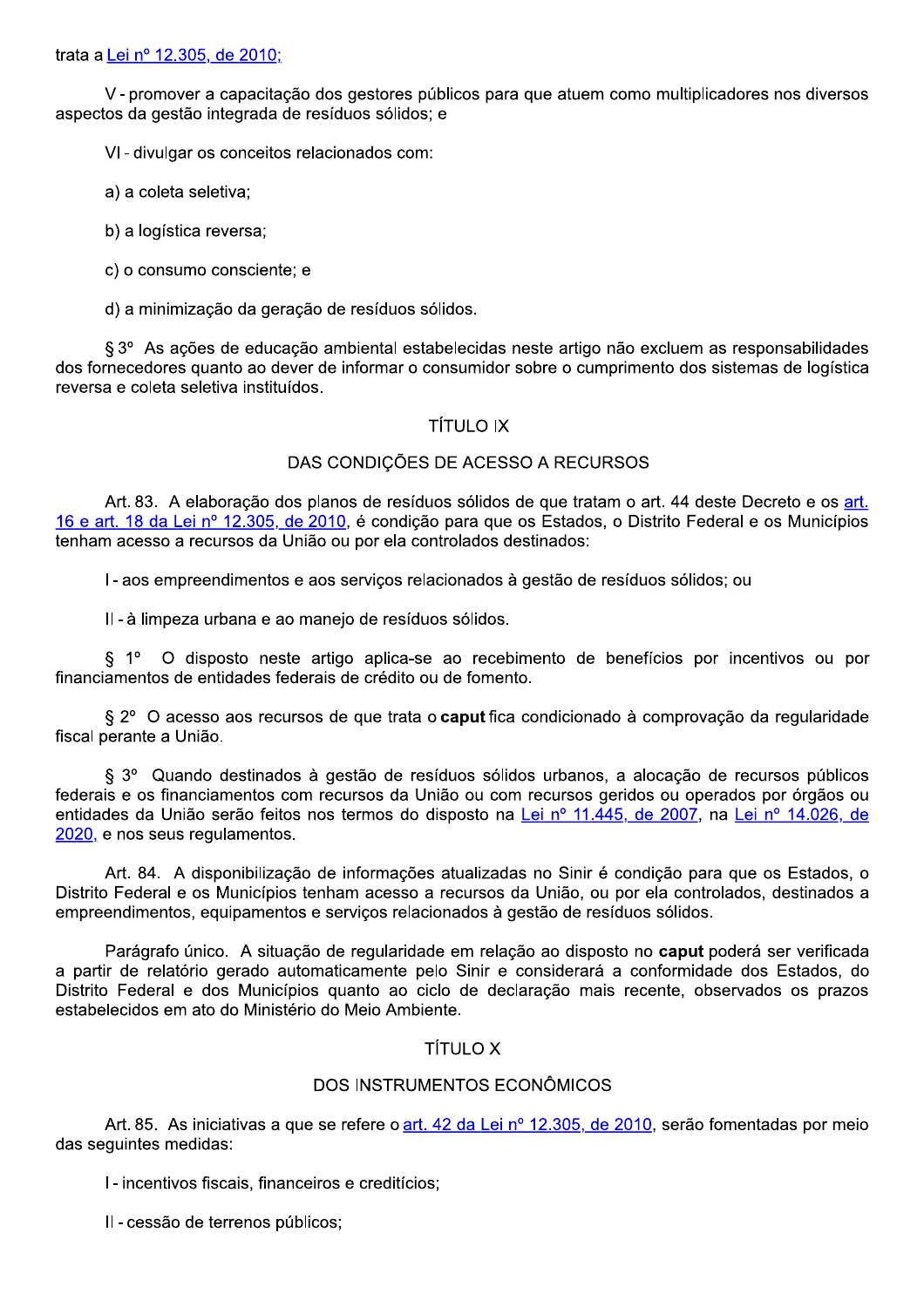trata a Lei nº 12.305, de 2010;

V - promover a capacitação dos gestores públicos para que atuem como multiplicadores nos diversos aspectos da gestão integrada de resíduos sólidos; e

VI - divulgar os conceitos relacionados com:

a) a coleta seletiva;

b) a logística reversa;

c) o consumo consciente; e

d) a minimização da geração de resíduos sólidos.

§ 3º As ações de educação ambiental estabelecidas neste artigo não excluem as responsabilidades dos fornecedores quanto ao dever de informar o consumidor sobre o cumprimento dos sistemas de logística reversa e coleta seletiva instituídos.

## TÍTULO IX

## DAS CONDIÇÕES DE ACESSO A RECURSOS

Art. 83. A elaboração dos planos de resíduos sólidos de que tratam o art. 44 deste Decreto e os art. 16 e art. 18 da Lei nº 12.305, de 2010, é condição para que os Estados, o Distrito Federal e os Municípios tenham acesso a recursos da União ou por ela controlados destinados:

I - aos empreendimentos e aos serviços relacionados à gestão de resíduos sólidos; ou

II - à limpeza urbana e ao manejo de resíduos sólidos.

§ 1º O disposto neste artigo aplica-se ao recebimento de benefícios por incentivos ou por financiamentos de entidades federais de crédito ou de fomento.

§ 2º O acesso aos recursos de que trata o **caput** fica condicionado à comprovação da regularidade fiscal perante a União.

§ 3º Quando destinados à gestão de resíduos sólidos urbanos, a alocação de recursos públicos federais e os financiamentos com recursos da União ou com recursos geridos ou operados por órgãos ou entidades da União serão feitos nos termos do disposto na Lei nº 11.445, de 2007, na Lei nº 14.026, de 2020, e nos seus regulamentos.

Art. 84. A disponibilização de informações atualizadas no Sinir é condição para que os Estados, o Distrito Federal e os Municípios tenham acesso a recursos da União, ou por ela controlados, destinados a empreendimentos, equipamentos e serviços relacionados à gestão de resíduos sólidos.

Parágrafo único. A situação de regularidade em relação ao disposto no **caput** poderá ser verificada a partir de relatório gerado automaticamente pelo Sinir e considerará a conformidade dos Estados, do Distrito Federal e dos Municípios quanto ao ciclo de declaração mais recente, observados os prazos estabelecidos em ato do Ministério do Meio Ambiente.

## TÍTULO X

## DOS INSTRUMENTOS ECONÔMICOS

Art. 85. As iniciativas a que se refere o art. 42 da Lei nº 12.305, de 2010, serão fomentadas por meio das seguintes medidas:

I - incentivos fiscais, financeiros e creditícios;

II - cessão de terrenos públicos;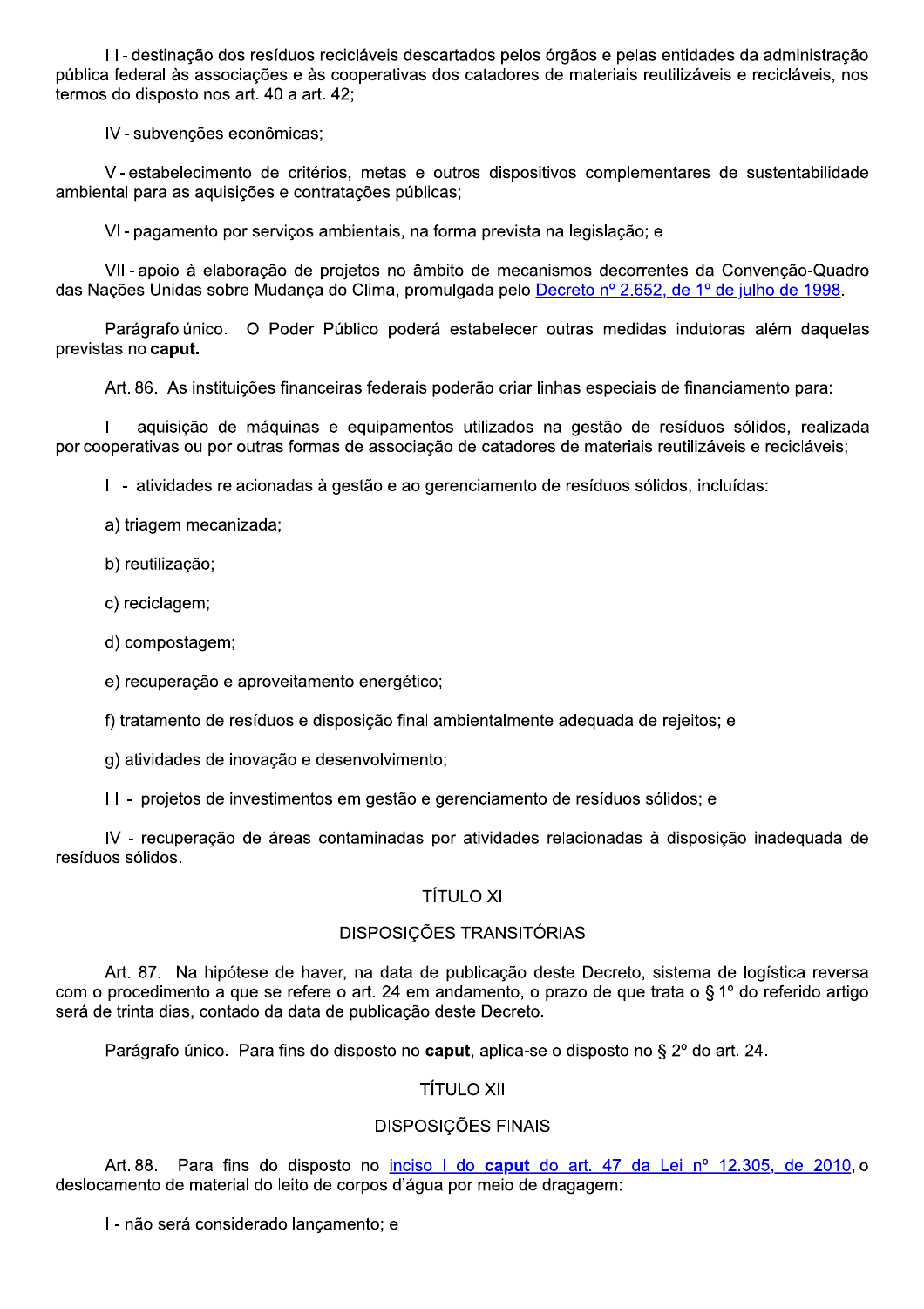III - destinação dos resíduos recicláveis descartados pelos órgãos e pelas entidades da administração pública federal às associações e às cooperativas dos catadores de materiais reutilizáveis e recicláveis, nos termos do disposto nos art. 40 a art. 42;

IV - subvenções econômicas;

V - estabelecimento de critérios, metas e outros dispositivos complementares de sustentabilidade ambiental para as aquisições e contratações públicas;

VI - pagamento por serviços ambientais, na forma prevista na legislação; e

VII - apoio à elaboração de projetos no âmbito de mecanismos decorrentes da Convenção-Quadro das Nações Unidas sobre Mudança do Clima, promulgada pelo [Decreto nº 2.652, de 1º de julho de 1998](#).

Parágrafo único. O Poder Público poderá estabelecer outras medidas indutoras além daquelas previstas no **caput.**

Art. 86. As instituições financeiras federais poderão criar linhas especiais de financiamento para:

I - aquisição de máquinas e equipamentos utilizados na gestão de resíduos sólidos, realizada por cooperativas ou por outras formas de associação de catadores de materiais reutilizáveis e recicláveis;

II - atividades relacionadas à gestão e ao gerenciamento de resíduos sólidos, incluídas:

a) triagem mecanizada;

b) reutilização;

c) reciclagem;

d) compostagem;

e) recuperação e aproveitamento energético;

f) tratamento de resíduos e disposição final ambientalmente adequada de rejeitos; e

g) atividades de inovação e desenvolvimento;

III - projetos de investimentos em gestão e gerenciamento de resíduos sólidos; e

IV - recuperação de áreas contaminadas por atividades relacionadas à disposição inadequada de resíduos sólidos.

## TÍTULO XI

## DISPOSIÇÕES TRANSITÓRIAS

Art. 87. Na hipótese de haver, na data de publicação deste Decreto, sistema de logística reversa com o procedimento a que se refere o art. 24 em andamento, o prazo de que trata o § 1º do referido artigo será de trinta dias, contado da data de publicação deste Decreto.

Parágrafo único. Para fins do disposto no **caput**, aplica-se o disposto no § 2º do art. 24.

## TÍTULO XII

## DISPOSIÇÕES FINAIS

Art. 88. Para fins do disposto no [inciso I do **caput** do art. 47 da Lei nº 12.305, de 2010](#), o deslocamento de material do leito de corpos d'água por meio de dragagem:

I - não será considerado lançamento; e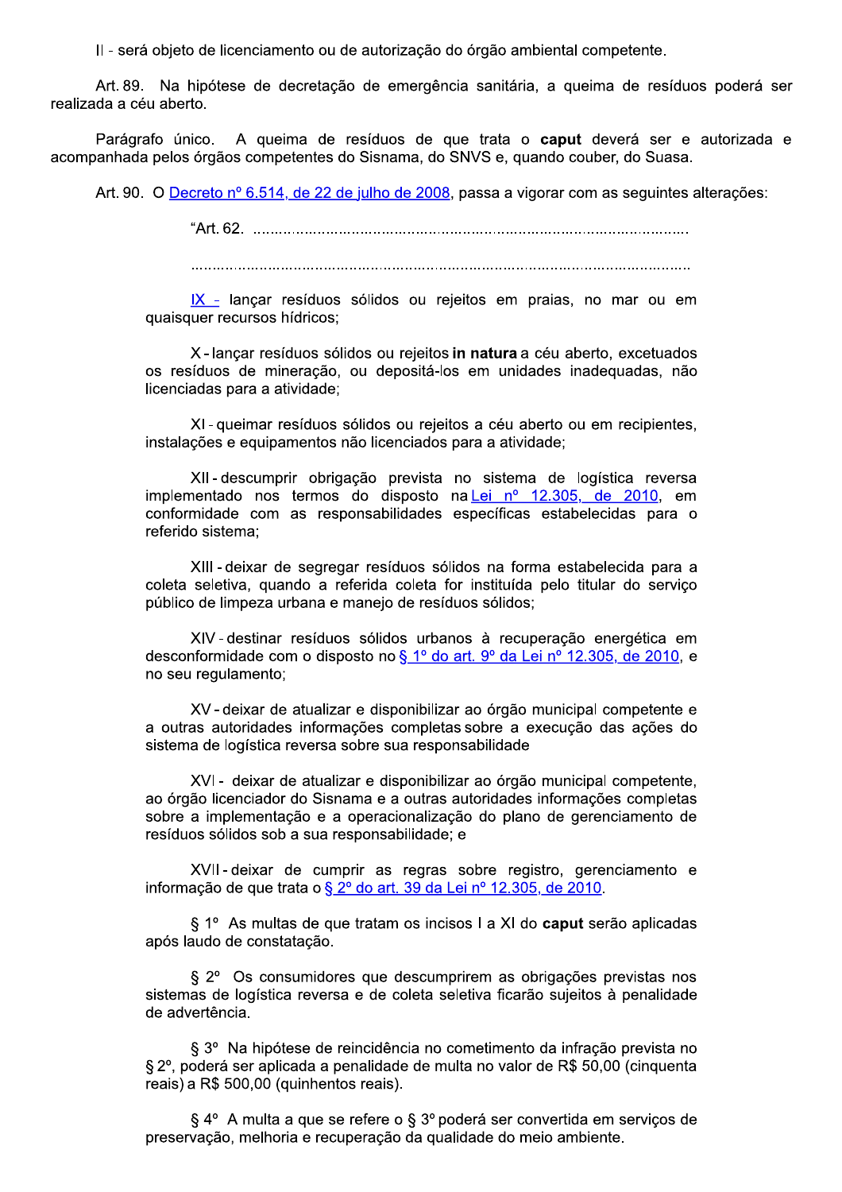II - será objeto de licenciamento ou de autorização do órgão ambiental competente.

Art. 89. Na hipótese de decretação de emergência sanitária, a queima de resíduos poderá ser realizada a céu aberto.

Parágrafo único. A queima de resíduos de que trata o **caput** deverá ser e autorizada e acompanhada pelos órgãos competentes do Sisnama, do SNVS e, quando couber, do Suasa.

Art. 90. O Decreto nº 6.514, de 22 de julho de 2008, passa a vigorar com as seguintes alterações:

> "Art. 62. ..........................................................................................................
>
> ..........................................................................................................................
>
> IX - lançar resíduos sólidos ou rejeitos em praias, no mar ou em quaisquer recursos hídricos;
>
> X - lançar resíduos sólidos ou rejeitos **in natura** a céu aberto, excetuados os resíduos de mineração, ou depositá-los em unidades inadequadas, não licenciadas para a atividade;
>
> XI - queimar resíduos sólidos ou rejeitos a céu aberto ou em recipientes, instalações e equipamentos não licenciados para a atividade;
>
> XII - descumprir obrigação prevista no sistema de logística reversa implementado nos termos do disposto na Lei nº 12.305, de 2010, em conformidade com as responsabilidades específicas estabelecidas para o referido sistema;
>
> XIII - deixar de segregar resíduos sólidos na forma estabelecida para a coleta seletiva, quando a referida coleta for instituída pelo titular do serviço público de limpeza urbana e manejo de resíduos sólidos;
>
> XIV - destinar resíduos sólidos urbanos à recuperação energética em desconformidade com o disposto no § 1º do art. 9º da Lei nº 12.305, de 2010, e no seu regulamento;
>
> XV - deixar de atualizar e disponibilizar ao órgão municipal competente e a outras autoridades informações completas sobre a execução das ações do sistema de logística reversa sobre sua responsabilidade
>
> XVI - deixar de atualizar e disponibilizar ao órgão municipal competente, ao órgão licenciador do Sisnama e a outras autoridades informações completas sobre a implementação e a operacionalização do plano de gerenciamento de resíduos sólidos sob a sua responsabilidade; e
>
> XVII - deixar de cumprir as regras sobre registro, gerenciamento e informação de que trata o § 2º do art. 39 da Lei nº 12.305, de 2010.
>
> § 1º As multas de que tratam os incisos I a XI do **caput** serão aplicadas após laudo de constatação.
>
> § 2º Os consumidores que descumprirem as obrigações previstas nos sistemas de logística reversa e de coleta seletiva ficarão sujeitos à penalidade de advertência.
>
> § 3º Na hipótese de reincidência no cometimento da infração prevista no § 2º, poderá ser aplicada a penalidade de multa no valor de R$ 50,00 (cinquenta reais) a R$ 500,00 (quinhentos reais).
>
> § 4º A multa a que se refere o § 3º poderá ser convertida em serviços de preservação, melhoria e recuperação da qualidade do meio ambiente.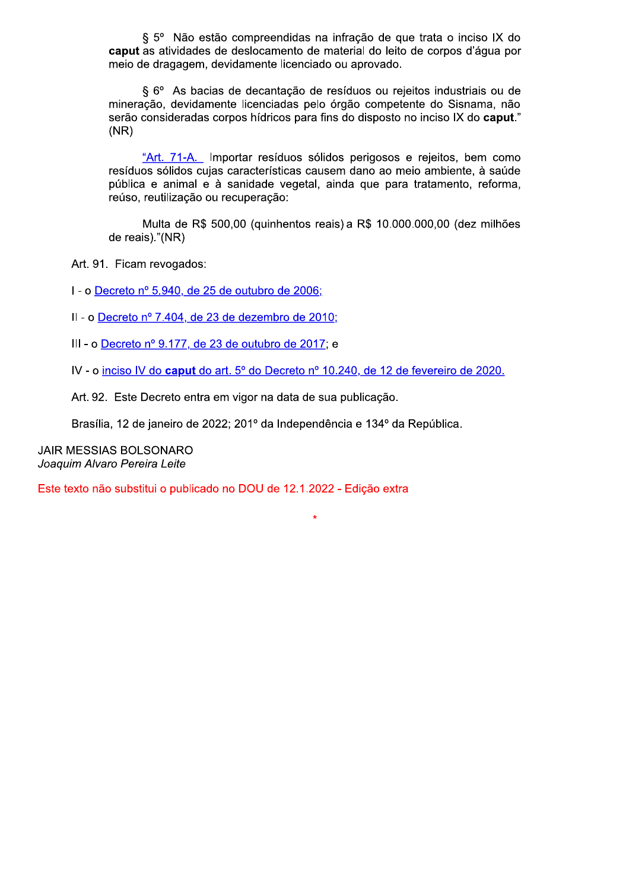§ 5º Não estão compreendidas na infração de que trata o inciso IX do **caput** as atividades de deslocamento de material do leito de corpos d'água por meio de dragagem, devidamente licenciado ou aprovado.

§ 6º As bacias de decantação de resíduos ou rejeitos industriais ou de mineração, devidamente licenciadas pelo órgão competente do Sisnama, não serão consideradas corpos hídricos para fins do disposto no inciso IX do **caput**." (NR)

"Art. 71-A. Importar resíduos sólidos perigosos e rejeitos, bem como resíduos sólidos cujas características causem dano ao meio ambiente, à saúde pública e animal e à sanidade vegetal, ainda que para tratamento, reforma, reúso, reutilização ou recuperação:

Multa de R$ 500,00 (quinhentos reais) a R$ 10.000.000,00 (dez milhões de reais)."(NR)

Art. 91. Ficam revogados:

I - o Decreto nº 5.940, de 25 de outubro de 2006;

II - o Decreto nº 7.404, de 23 de dezembro de 2010;

III - o Decreto nº 9.177, de 23 de outubro de 2017; e

IV - o inciso IV do **caput** do art. 5º do Decreto nº 10.240, de 12 de fevereiro de 2020.

Art. 92. Este Decreto entra em vigor na data de sua publicação.

Brasília, 12 de janeiro de 2022; 201º da Independência e 134º da República.

JAIR MESSIAS BOLSONARO
*Joaquim Alvaro Pereira Leite*

Este texto não substitui o publicado no DOU de 12.1.2022 - Edição extra

*